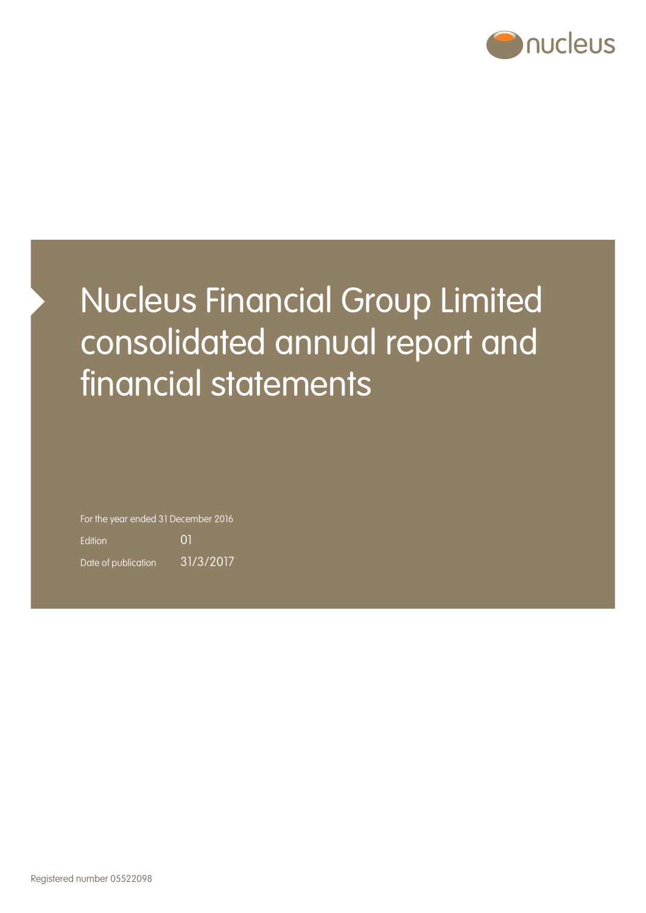nucleus

# Nucleus Financial Group Limited consolidated annual report and financial statements

For the year ended 31 December 2016

Edition 01

Date of publication 31/3/2017

Registered number 05522098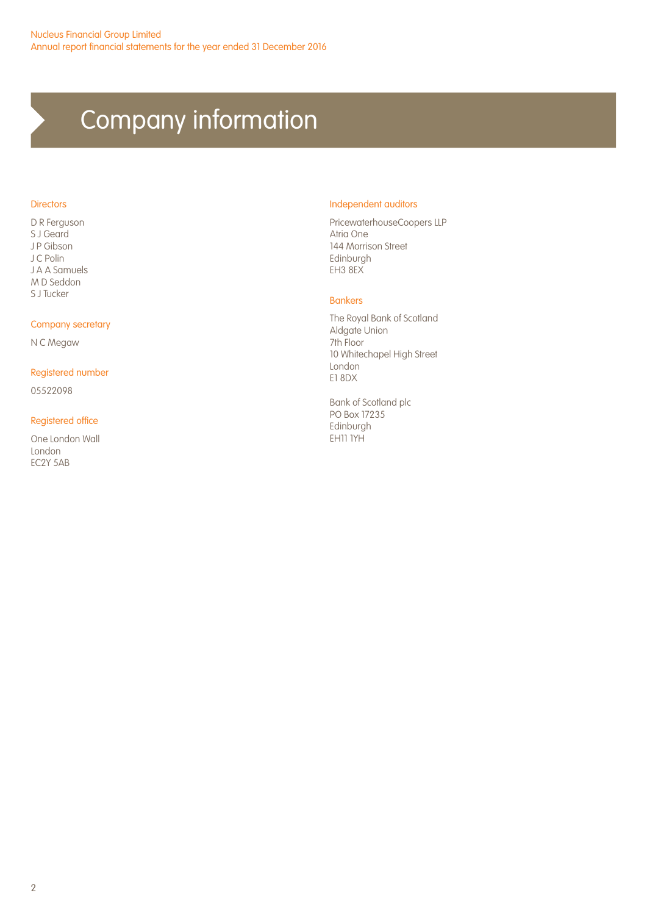# Company information

### Directors

D R Ferguson
S J Geard
J P Gibson
J C Polin
J A A Samuels
M D Seddon
S J Tucker

### Company secretary

N C Megaw

### Registered number

05522098

### Registered office

One London Wall
London
EC2Y 5AB

### Independent auditors

PricewaterhouseCoopers LLP
Atria One
144 Morrison Street
Edinburgh
EH3 8EX

### Bankers

The Royal Bank of Scotland
Aldgate Union
7th Floor
10 Whitechapel High Street
London
E1 8DX

Bank of Scotland plc
PO Box 17235
Edinburgh
EH11 1YH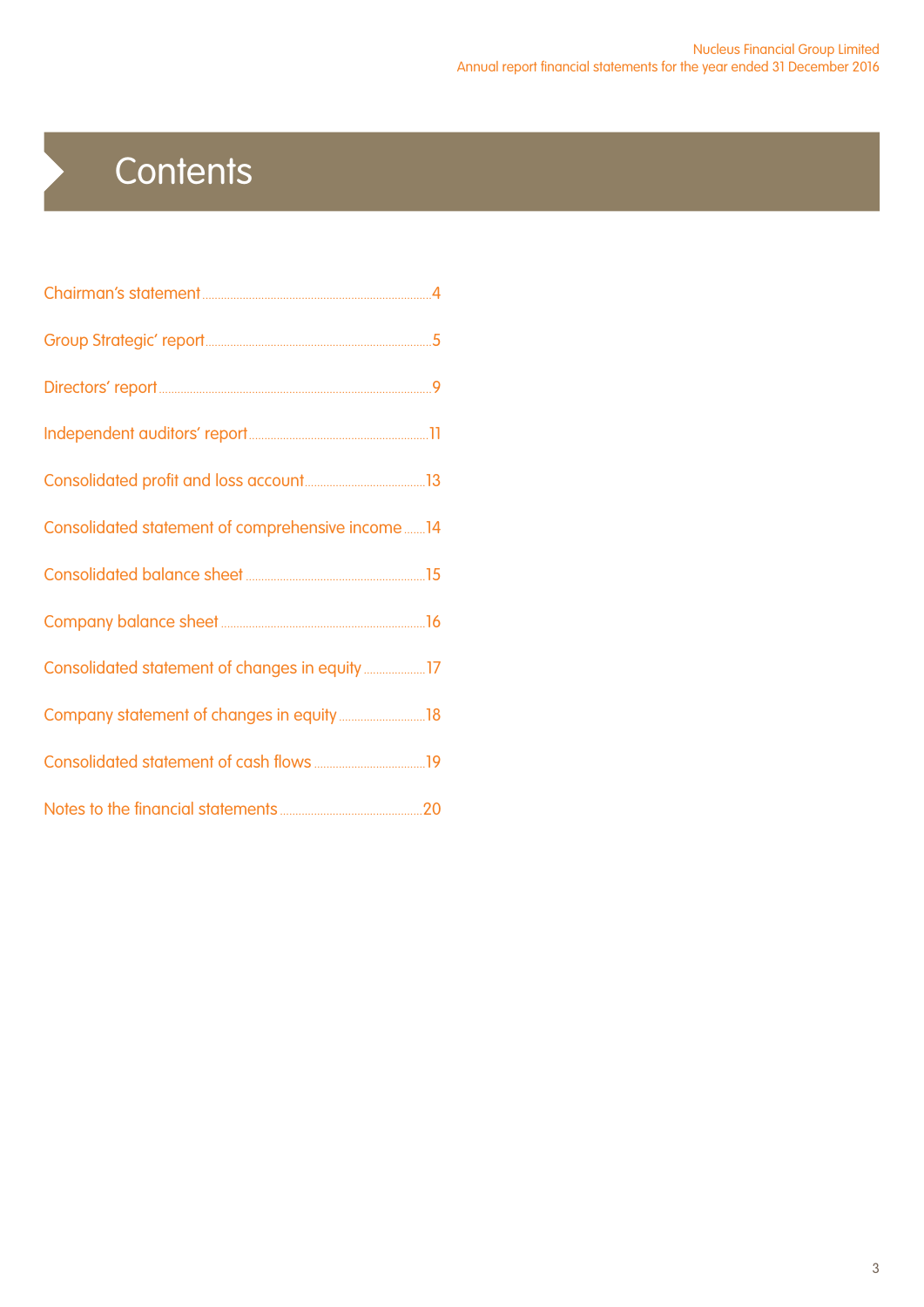# Contents

| | |
|---|---|
| Chairman's statement | 4 |
| Group Strategic' report | 5 |
| Directors' report | 9 |
| Independent auditors' report | 11 |
| Consolidated profit and loss account | 13 |
| Consolidated statement of comprehensive income | 14 |
| Consolidated balance sheet | 15 |
| Company balance sheet | 16 |
| Consolidated statement of changes in equity | 17 |
| Company statement of changes in equity | 18 |
| Consolidated statement of cash flows | 19 |
| Notes to the financial statements | 20 |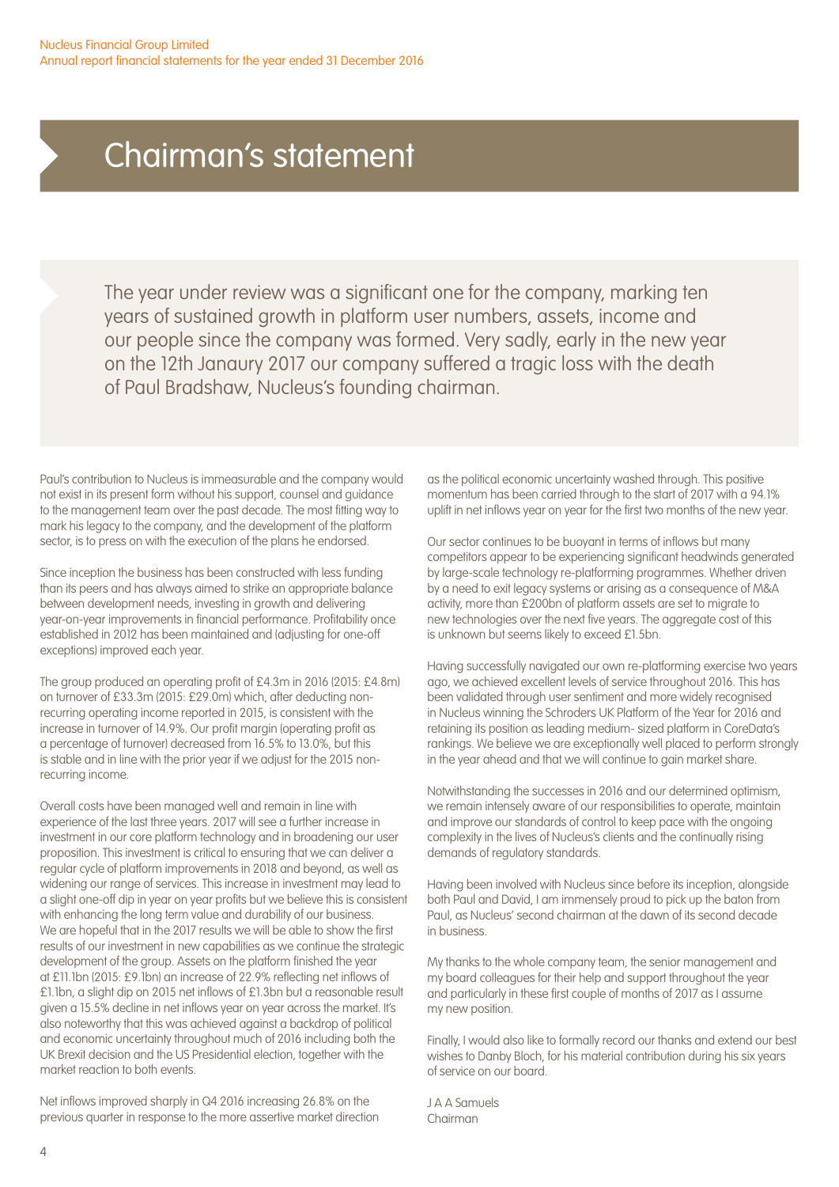# Chairman's statement

The year under review was a significant one for the company, marking ten years of sustained growth in platform user numbers, assets, income and our people since the company was formed. Very sadly, early in the new year on the 12th Janaury 2017 our company suffered a tragic loss with the death of Paul Bradshaw, Nucleus's founding chairman.

Paul's contribution to Nucleus is immeasurable and the company would not exist in its present form without his support, counsel and guidance to the management team over the past decade. The most fitting way to mark his legacy to the company, and the development of the platform sector, is to press on with the execution of the plans he endorsed.

Since inception the business has been constructed with less funding than its peers and has always aimed to strike an appropriate balance between development needs, investing in growth and delivering year-on-year improvements in financial performance. Profitability once established in 2012 has been maintained and (adjusting for one-off exceptions) improved each year.

The group produced an operating profit of £4.3m in 2016 (2015: £4.8m) on turnover of £33.3m (2015: £29.0m) which, after deducting non-recurring operating income reported in 2015, is consistent with the increase in turnover of 14.9%. Our profit margin (operating profit as a percentage of turnover) decreased from 16.5% to 13.0%, but this is stable and in line with the prior year if we adjust for the 2015 non-recurring income.

Overall costs have been managed well and remain in line with experience of the last three years. 2017 will see a further increase in investment in our core platform technology and in broadening our user proposition. This investment is critical to ensuring that we can deliver a regular cycle of platform improvements in 2018 and beyond, as well as widening our range of services. This increase in investment may lead to a slight one-off dip in year on year profits but we believe this is consistent with enhancing the long term value and durability of our business. We are hopeful that in the 2017 results we will be able to show the first results of our investment in new capabilities as we continue the strategic development of the group. Assets on the platform finished the year at £11.1bn (2015: £9.1bn) an increase of 22.9% reflecting net inflows of £1.1bn, a slight dip on 2015 net inflows of £1.3bn but a reasonable result given a 15.5% decline in net inflows year on year across the market. It's also noteworthy that this was achieved against a backdrop of political and economic uncertainty throughout much of 2016 including both the UK Brexit decision and the US Presidential election, together with the market reaction to both events.

Net inflows improved sharply in Q4 2016 increasing 26.8% on the previous quarter in response to the more assertive market direction as the political economic uncertainty washed through. This positive momentum has been carried through to the start of 2017 with a 94.1% uplift in net inflows year on year for the first two months of the new year.

Our sector continues to be buoyant in terms of inflows but many competitors appear to be experiencing significant headwinds generated by large-scale technology re-platforming programmes. Whether driven by a need to exit legacy systems or arising as a consequence of M&A activity, more than £200bn of platform assets are set to migrate to new technologies over the next five years. The aggregate cost of this is unknown but seems likely to exceed £1.5bn.

Having successfully navigated our own re-platforming exercise two years ago, we achieved excellent levels of service throughout 2016. This has been validated through user sentiment and more widely recognised in Nucleus winning the Schroders UK Platform of the Year for 2016 and retaining its position as leading medium- sized platform in CoreData's rankings. We believe we are exceptionally well placed to perform strongly in the year ahead and that we will continue to gain market share.

Notwithstanding the successes in 2016 and our determined optimism, we remain intensely aware of our responsibilities to operate, maintain and improve our standards of control to keep pace with the ongoing complexity in the lives of Nucleus's clients and the continually rising demands of regulatory standards.

Having been involved with Nucleus since before its inception, alongside both Paul and David, I am immensely proud to pick up the baton from Paul, as Nucleus' second chairman at the dawn of its second decade in business.

My thanks to the whole company team, the senior management and my board colleagues for their help and support throughout the year and particularly in these first couple of months of 2017 as I assume my new position.

Finally, I would also like to formally record our thanks and extend our best wishes to Danby Bloch, for his material contribution during his six years of service on our board.

J A A Samuels
Chairman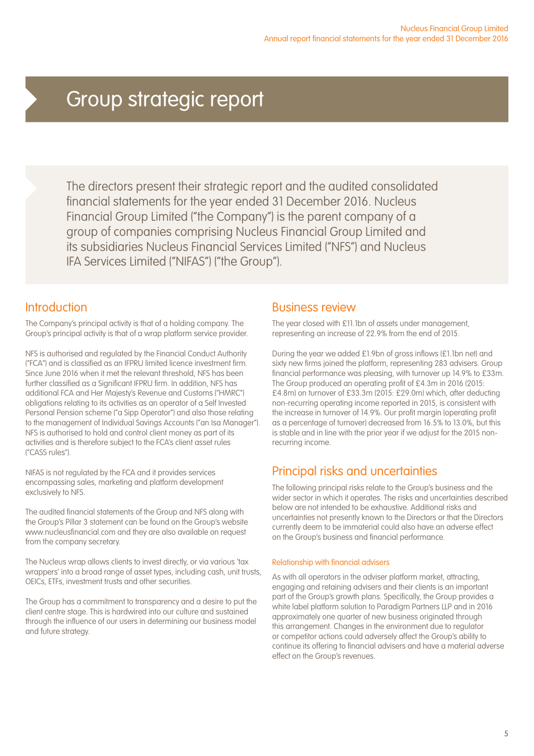# Group strategic report

The directors present their strategic report and the audited consolidated financial statements for the year ended 31 December 2016. Nucleus Financial Group Limited ("the Company") is the parent company of a group of companies comprising Nucleus Financial Group Limited and its subsidiaries Nucleus Financial Services Limited ("NFS") and Nucleus IFA Services Limited ("NIFAS") ("the Group").

## Introduction

The Company's principal activity is that of a holding company. The Group's principal activity is that of a wrap platform service provider.

NFS is authorised and regulated by the Financial Conduct Authority ("FCA") and is classified as an IFPRU limited licence investment firm. Since June 2016 when it met the relevant threshold, NFS has been further classified as a Significant IFPRU firm. In addition, NFS has additional FCA and Her Majesty's Revenue and Customs ("HMRC") obligations relating to its activities as an operator of a Self Invested Personal Pension scheme ("a Sipp Operator") and also those relating to the management of Individual Savings Accounts ("an Isa Manager"). NFS is authorised to hold and control client money as part of its activities and is therefore subject to the FCA's client asset rules ("CASS rules").

NIFAS is not regulated by the FCA and it provides services encompassing sales, marketing and platform development exclusively to NFS.

The audited financial statements of the Group and NFS along with the Group's Pillar 3 statement can be found on the Group's website www.nucleusfinancial.com and they are also available on request from the company secretary.

The Nucleus wrap allows clients to invest directly, or via various 'tax wrappers' into a broad range of asset types, including cash, unit trusts, OEICs, ETFs, investment trusts and other securities.

The Group has a commitment to transparency and a desire to put the client centre stage. This is hardwired into our culture and sustained through the influence of our users in determining our business model and future strategy.

## Business review

The year closed with £11.1bn of assets under management, representing an increase of 22.9% from the end of 2015.

During the year we added £1.9bn of gross inflows (£1.1bn net) and sixty new firms joined the platform, representing 283 advisers. Group financial performance was pleasing, with turnover up 14.9% to £33m. The Group produced an operating profit of £4.3m in 2016 (2015: £4.8m) on turnover of £33.3m (2015: £29.0m) which, after deducting non-recurring operating income reported in 2015, is consistent with the increase in turnover of 14.9%. Our profit margin (operating profit as a percentage of turnover) decreased from 16.5% to 13.0%, but this is stable and in line with the prior year if we adjust for the 2015 non-recurring income.

## Principal risks and uncertainties

The following principal risks relate to the Group's business and the wider sector in which it operates. The risks and uncertainties described below are not intended to be exhaustive. Additional risks and uncertainties not presently known to the Directors or that the Directors currently deem to be immaterial could also have an adverse effect on the Group's business and financial performance.

### Relationship with financial advisers

As with all operators in the adviser platform market, attracting, engaging and retaining advisers and their clients is an important part of the Group's growth plans. Specifically, the Group provides a white label platform solution to Paradigm Partners LLP and in 2016 approximately one quarter of new business originated through this arrangement. Changes in the environment due to regulator or competitor actions could adversely affect the Group's ability to continue its offering to financial advisers and have a material adverse effect on the Group's revenues.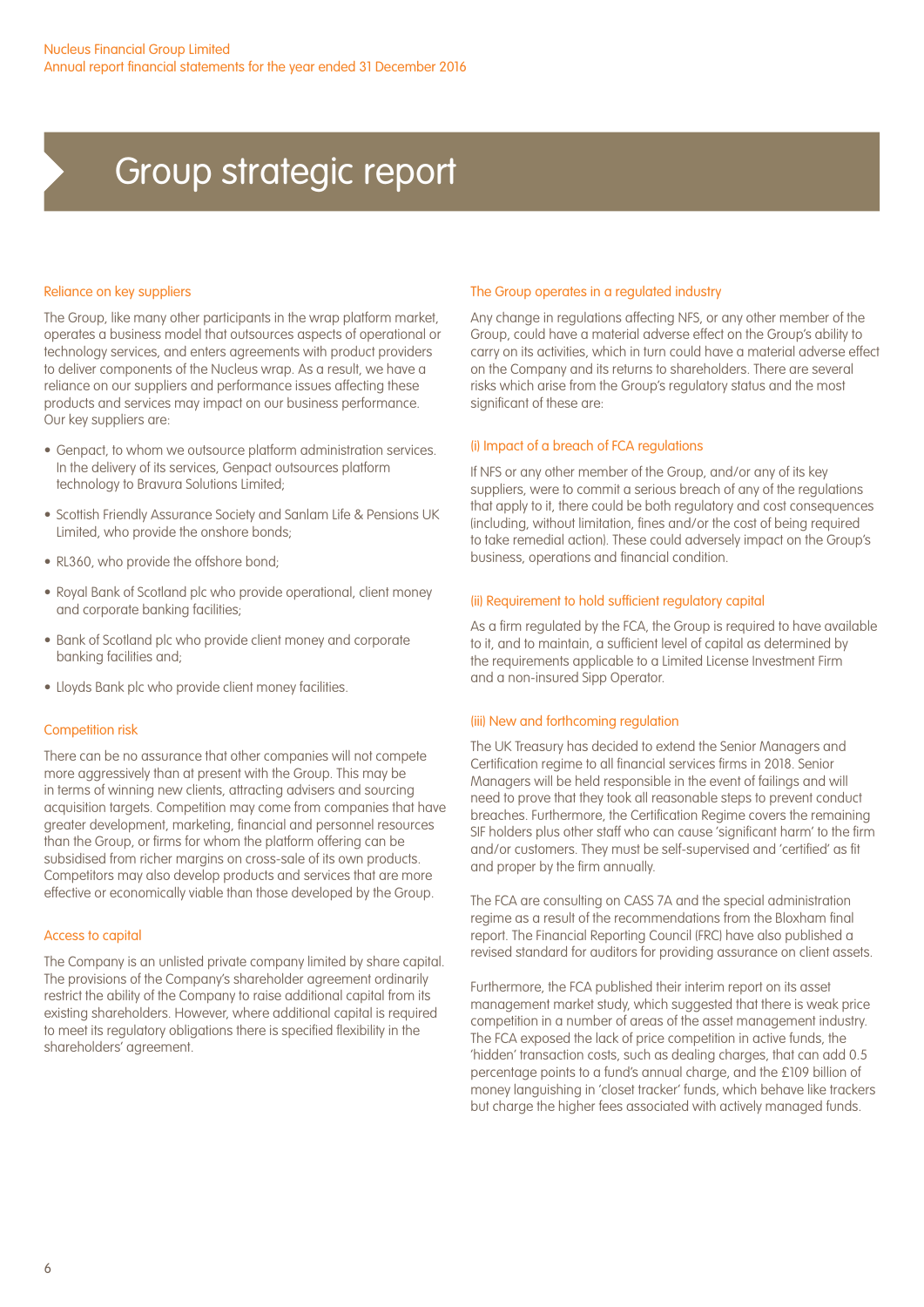# Group strategic report

### Reliance on key suppliers

The Group, like many other participants in the wrap platform market, operates a business model that outsources aspects of operational or technology services, and enters agreements with product providers to deliver components of the Nucleus wrap. As a result, we have a reliance on our suppliers and performance issues affecting these products and services may impact on our business performance. Our key suppliers are:

- Genpact, to whom we outsource platform administration services. In the delivery of its services, Genpact outsources platform technology to Bravura Solutions Limited;
- Scottish Friendly Assurance Society and Sanlam Life & Pensions UK Limited, who provide the onshore bonds;
- RL360, who provide the offshore bond;
- Royal Bank of Scotland plc who provide operational, client money and corporate banking facilities;
- Bank of Scotland plc who provide client money and corporate banking facilities and;
- Lloyds Bank plc who provide client money facilities.

### Competition risk

There can be no assurance that other companies will not compete more aggressively than at present with the Group. This may be in terms of winning new clients, attracting advisers and sourcing acquisition targets. Competition may come from companies that have greater development, marketing, financial and personnel resources than the Group, or firms for whom the platform offering can be subsidised from richer margins on cross-sale of its own products. Competitors may also develop products and services that are more effective or economically viable than those developed by the Group.

### Access to capital

The Company is an unlisted private company limited by share capital. The provisions of the Company's shareholder agreement ordinarily restrict the ability of the Company to raise additional capital from its existing shareholders. However, where additional capital is required to meet its regulatory obligations there is specified flexibility in the shareholders' agreement.

### The Group operates in a regulated industry

Any change in regulations affecting NFS, or any other member of the Group, could have a material adverse effect on the Group's ability to carry on its activities, which in turn could have a material adverse effect on the Company and its returns to shareholders. There are several risks which arise from the Group's regulatory status and the most significant of these are:

#### (i) Impact of a breach of FCA regulations

If NFS or any other member of the Group, and/or any of its key suppliers, were to commit a serious breach of any of the regulations that apply to it, there could be both regulatory and cost consequences (including, without limitation, fines and/or the cost of being required to take remedial action). These could adversely impact on the Group's business, operations and financial condition.

#### (ii) Requirement to hold sufficient regulatory capital

As a firm regulated by the FCA, the Group is required to have available to it, and to maintain, a sufficient level of capital as determined by the requirements applicable to a Limited License Investment Firm and a non-insured Sipp Operator.

#### (iii) New and forthcoming regulation

The UK Treasury has decided to extend the Senior Managers and Certification regime to all financial services firms in 2018. Senior Managers will be held responsible in the event of failings and will need to prove that they took all reasonable steps to prevent conduct breaches. Furthermore, the Certification Regime covers the remaining SIF holders plus other staff who can cause 'significant harm' to the firm and/or customers. They must be self-supervised and 'certified' as fit and proper by the firm annually.

The FCA are consulting on CASS 7A and the special administration regime as a result of the recommendations from the Bloxham final report. The Financial Reporting Council (FRC) have also published a revised standard for auditors for providing assurance on client assets.

Furthermore, the FCA published their interim report on its asset management market study, which suggested that there is weak price competition in a number of areas of the asset management industry. The FCA exposed the lack of price competition in active funds, the 'hidden' transaction costs, such as dealing charges, that can add 0.5 percentage points to a fund's annual charge, and the £109 billion of money languishing in 'closet tracker' funds, which behave like trackers but charge the higher fees associated with actively managed funds.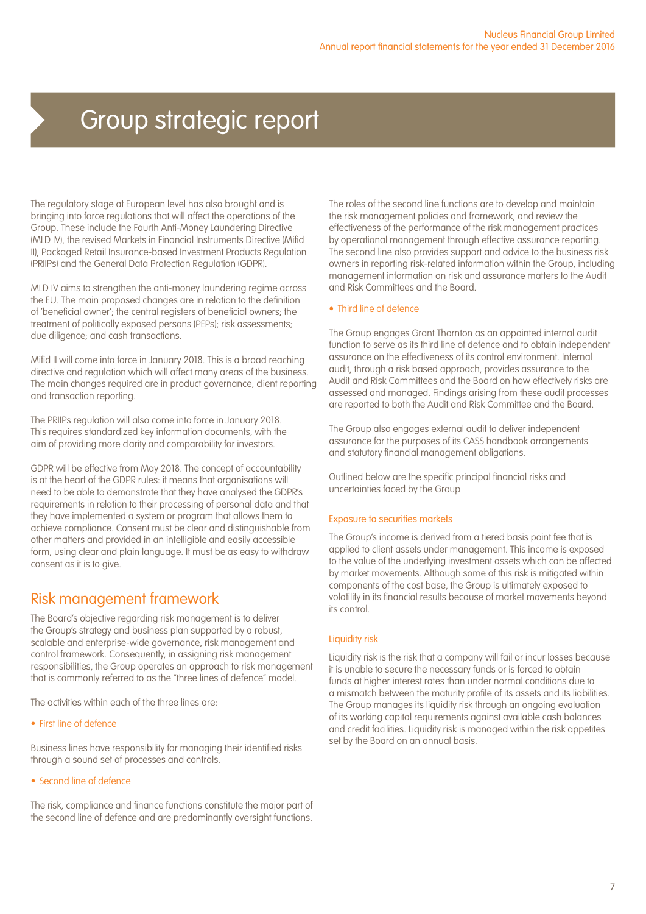# Group strategic report

The regulatory stage at European level has also brought and is bringing into force regulations that will affect the operations of the Group. These include the Fourth Anti-Money Laundering Directive (MLD IV), the revised Markets in Financial Instruments Directive (Mifid II), Packaged Retail Insurance-based Investment Products Regulation (PRIIPs) and the General Data Protection Regulation (GDPR).

MLD IV aims to strengthen the anti-money laundering regime across the EU. The main proposed changes are in relation to the definition of 'beneficial owner'; the central registers of beneficial owners; the treatment of politically exposed persons (PEPs); risk assessments; due diligence; and cash transactions.

Mifid II will come into force in January 2018. This is a broad reaching directive and regulation which will affect many areas of the business. The main changes required are in product governance, client reporting and transaction reporting.

The PRIIPs regulation will also come into force in January 2018. This requires standardized key information documents, with the aim of providing more clarity and comparability for investors.

GDPR will be effective from May 2018. The concept of accountability is at the heart of the GDPR rules: it means that organisations will need to be able to demonstrate that they have analysed the GDPR's requirements in relation to their processing of personal data and that they have implemented a system or program that allows them to achieve compliance. Consent must be clear and distinguishable from other matters and provided in an intelligible and easily accessible form, using clear and plain language. It must be as easy to withdraw consent as it is to give.

## Risk management framework

The Board's objective regarding risk management is to deliver the Group's strategy and business plan supported by a robust, scalable and enterprise-wide governance, risk management and control framework. Consequently, in assigning risk management responsibilities, the Group operates an approach to risk management that is commonly referred to as the "three lines of defence" model.

The activities within each of the three lines are:

- First line of defence

Business lines have responsibility for managing their identified risks through a sound set of processes and controls.

- Second line of defence

The risk, compliance and finance functions constitute the major part of the second line of defence and are predominantly oversight functions.

The roles of the second line functions are to develop and maintain the risk management policies and framework, and review the effectiveness of the performance of the risk management practices by operational management through effective assurance reporting. The second line also provides support and advice to the business risk owners in reporting risk-related information within the Group, including management information on risk and assurance matters to the Audit and Risk Committees and the Board.

- Third line of defence

The Group engages Grant Thornton as an appointed internal audit function to serve as its third line of defence and to obtain independent assurance on the effectiveness of its control environment. Internal audit, through a risk based approach, provides assurance to the Audit and Risk Committees and the Board on how effectively risks are assessed and managed. Findings arising from these audit processes are reported to both the Audit and Risk Committee and the Board.

The Group also engages external audit to deliver independent assurance for the purposes of its CASS handbook arrangements and statutory financial management obligations.

Outlined below are the specific principal financial risks and uncertainties faced by the Group

### Exposure to securities markets

The Group's income is derived from a tiered basis point fee that is applied to client assets under management. This income is exposed to the value of the underlying investment assets which can be affected by market movements. Although some of this risk is mitigated within components of the cost base, the Group is ultimately exposed to volatility in its financial results because of market movements beyond its control.

### Liquidity risk

Liquidity risk is the risk that a company will fail or incur losses because it is unable to secure the necessary funds or is forced to obtain funds at higher interest rates than under normal conditions due to a mismatch between the maturity profile of its assets and its liabilities. The Group manages its liquidity risk through an ongoing evaluation of its working capital requirements against available cash balances and credit facilities. Liquidity risk is managed within the risk appetites set by the Board on an annual basis.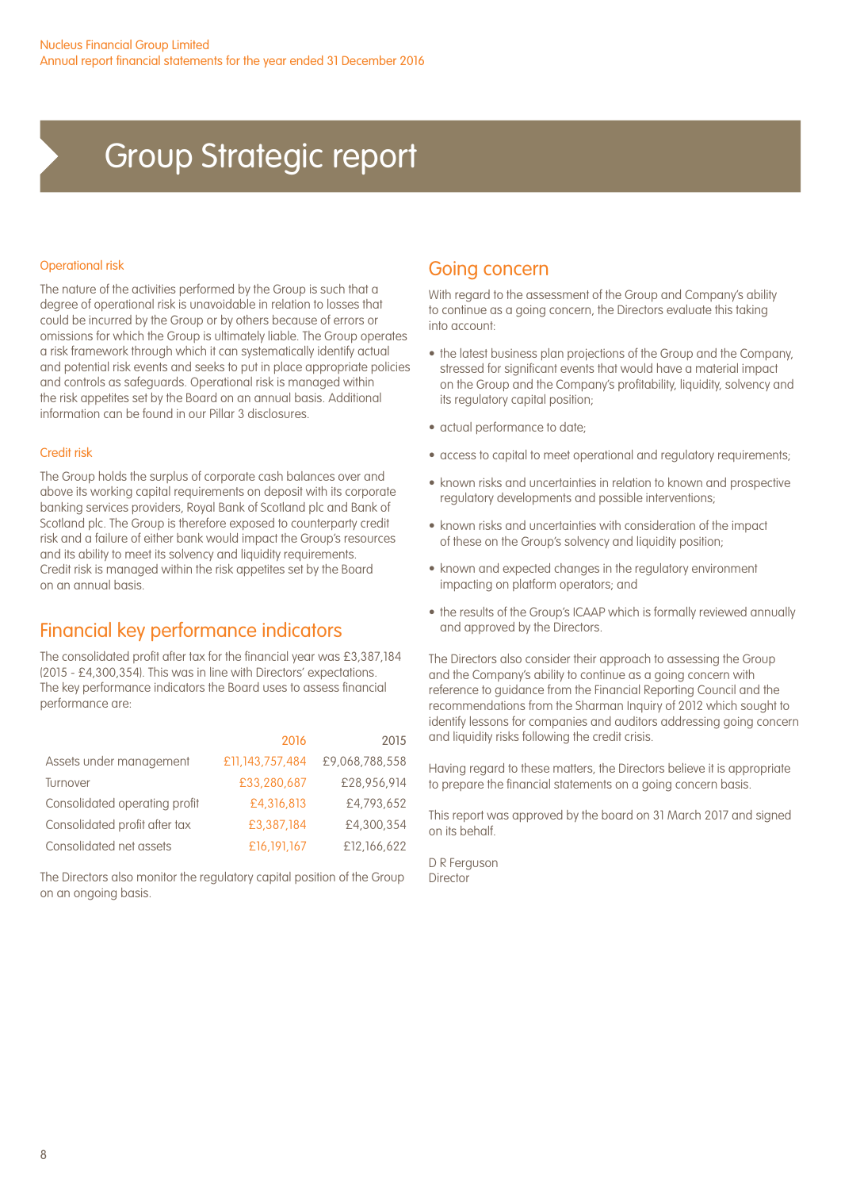# Group Strategic report

### Operational risk

The nature of the activities performed by the Group is such that a degree of operational risk is unavoidable in relation to losses that could be incurred by the Group or by others because of errors or omissions for which the Group is ultimately liable. The Group operates a risk framework through which it can systematically identify actual and potential risk events and seeks to put in place appropriate policies and controls as safeguards. Operational risk is managed within the risk appetites set by the Board on an annual basis. Additional information can be found in our Pillar 3 disclosures.

### Credit risk

The Group holds the surplus of corporate cash balances over and above its working capital requirements on deposit with its corporate banking services providers, Royal Bank of Scotland plc and Bank of Scotland plc. The Group is therefore exposed to counterparty credit risk and a failure of either bank would impact the Group's resources and its ability to meet its solvency and liquidity requirements. Credit risk is managed within the risk appetites set by the Board on an annual basis.

## Financial key performance indicators

The consolidated profit after tax for the financial year was £3,387,184 (2015 - £4,300,354). This was in line with Directors' expectations. The key performance indicators the Board uses to assess financial performance are:

| | 2016 | 2015 |
|---|---|---|
| Assets under management | £11,143,757,484 | £9,068,788,558 |
| Turnover | £33,280,687 | £28,956,914 |
| Consolidated operating profit | £4,316,813 | £4,793,652 |
| Consolidated profit after tax | £3,387,184 | £4,300,354 |
| Consolidated net assets | £16,191,167 | £12,166,622 |

The Directors also monitor the regulatory capital position of the Group on an ongoing basis.

## Going concern

With regard to the assessment of the Group and Company's ability to continue as a going concern, the Directors evaluate this taking into account:

- the latest business plan projections of the Group and the Company, stressed for significant events that would have a material impact on the Group and the Company's profitability, liquidity, solvency and its regulatory capital position;
- actual performance to date;
- access to capital to meet operational and regulatory requirements;
- known risks and uncertainties in relation to known and prospective regulatory developments and possible interventions;
- known risks and uncertainties with consideration of the impact of these on the Group's solvency and liquidity position;
- known and expected changes in the regulatory environment impacting on platform operators; and
- the results of the Group's ICAAP which is formally reviewed annually and approved by the Directors.

The Directors also consider their approach to assessing the Group and the Company's ability to continue as a going concern with reference to guidance from the Financial Reporting Council and the recommendations from the Sharman Inquiry of 2012 which sought to identify lessons for companies and auditors addressing going concern and liquidity risks following the credit crisis.

Having regard to these matters, the Directors believe it is appropriate to prepare the financial statements on a going concern basis.

This report was approved by the board on 31 March 2017 and signed on its behalf.

D R Ferguson
Director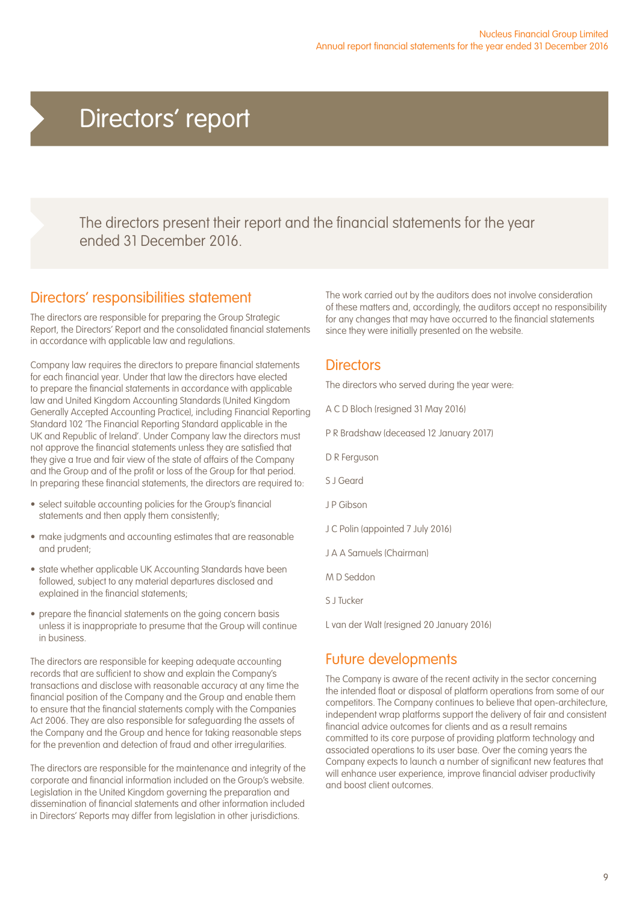# Directors' report

The directors present their report and the financial statements for the year ended 31 December 2016.

## Directors' responsibilities statement

The directors are responsible for preparing the Group Strategic Report, the Directors' Report and the consolidated financial statements in accordance with applicable law and regulations.

Company law requires the directors to prepare financial statements for each financial year. Under that law the directors have elected to prepare the financial statements in accordance with applicable law and United Kingdom Accounting Standards (United Kingdom Generally Accepted Accounting Practice), including Financial Reporting Standard 102 'The Financial Reporting Standard applicable in the UK and Republic of Ireland'. Under Company law the directors must not approve the financial statements unless they are satisfied that they give a true and fair view of the state of affairs of the Company and the Group and of the profit or loss of the Group for that period. In preparing these financial statements, the directors are required to:

- select suitable accounting policies for the Group's financial statements and then apply them consistently;
- make judgments and accounting estimates that are reasonable and prudent;
- state whether applicable UK Accounting Standards have been followed, subject to any material departures disclosed and explained in the financial statements;
- prepare the financial statements on the going concern basis unless it is inappropriate to presume that the Group will continue in business.

The directors are responsible for keeping adequate accounting records that are sufficient to show and explain the Company's transactions and disclose with reasonable accuracy at any time the financial position of the Company and the Group and enable them to ensure that the financial statements comply with the Companies Act 2006. They are also responsible for safeguarding the assets of the Company and the Group and hence for taking reasonable steps for the prevention and detection of fraud and other irregularities.

The directors are responsible for the maintenance and integrity of the corporate and financial information included on the Group's website. Legislation in the United Kingdom governing the preparation and dissemination of financial statements and other information included in Directors' Reports may differ from legislation in other jurisdictions.

The work carried out by the auditors does not involve consideration of these matters and, accordingly, the auditors accept no responsibility for any changes that may have occurred to the financial statements since they were initially presented on the website.

## Directors

The directors who served during the year were:

A C D Bloch (resigned 31 May 2016)

P R Bradshaw (deceased 12 January 2017)

D R Ferguson

S J Geard

J P Gibson

J C Polin (appointed 7 July 2016)

J A A Samuels (Chairman)

M D Seddon

S J Tucker

L van der Walt (resigned 20 January 2016)

## Future developments

The Company is aware of the recent activity in the sector concerning the intended float or disposal of platform operations from some of our competitors. The Company continues to believe that open-architecture, independent wrap platforms support the delivery of fair and consistent financial advice outcomes for clients and as a result remains committed to its core purpose of providing platform technology and associated operations to its user base. Over the coming years the Company expects to launch a number of significant new features that will enhance user experience, improve financial adviser productivity and boost client outcomes.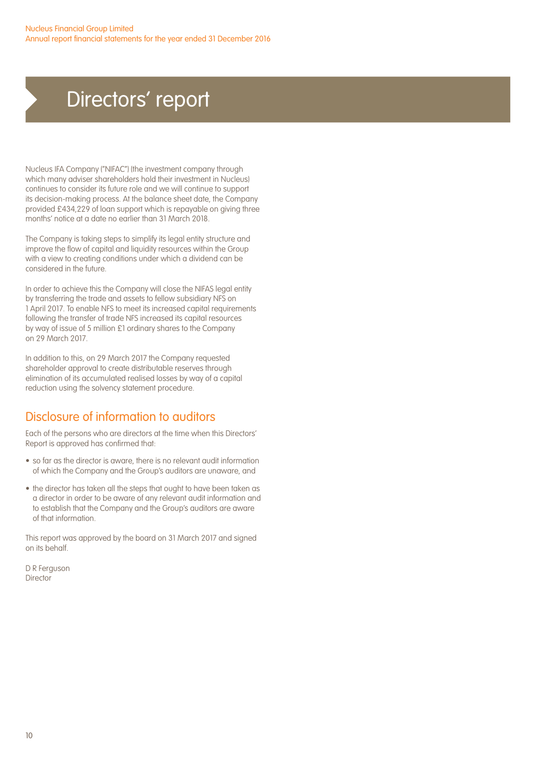# Directors' report

Nucleus IFA Company ("NIFAC") (the investment company through which many adviser shareholders hold their investment in Nucleus) continues to consider its future role and we will continue to support its decision-making process. At the balance sheet date, the Company provided £434,229 of loan support which is repayable on giving three months' notice at a date no earlier than 31 March 2018.

The Company is taking steps to simplify its legal entity structure and improve the flow of capital and liquidity resources within the Group with a view to creating conditions under which a dividend can be considered in the future.

In order to achieve this the Company will close the NIFAS legal entity by transferring the trade and assets to fellow subsidiary NFS on 1 April 2017. To enable NFS to meet its increased capital requirements following the transfer of trade NFS increased its capital resources by way of issue of 5 million £1 ordinary shares to the Company on 29 March 2017.

In addition to this, on 29 March 2017 the Company requested shareholder approval to create distributable reserves through elimination of its accumulated realised losses by way of a capital reduction using the solvency statement procedure.

## Disclosure of information to auditors

Each of the persons who are directors at the time when this Directors' Report is approved has confirmed that:

- so far as the director is aware, there is no relevant audit information of which the Company and the Group's auditors are unaware, and
- the director has taken all the steps that ought to have been taken as a director in order to be aware of any relevant audit information and to establish that the Company and the Group's auditors are aware of that information.

This report was approved by the board on 31 March 2017 and signed on its behalf.

D R Ferguson
Director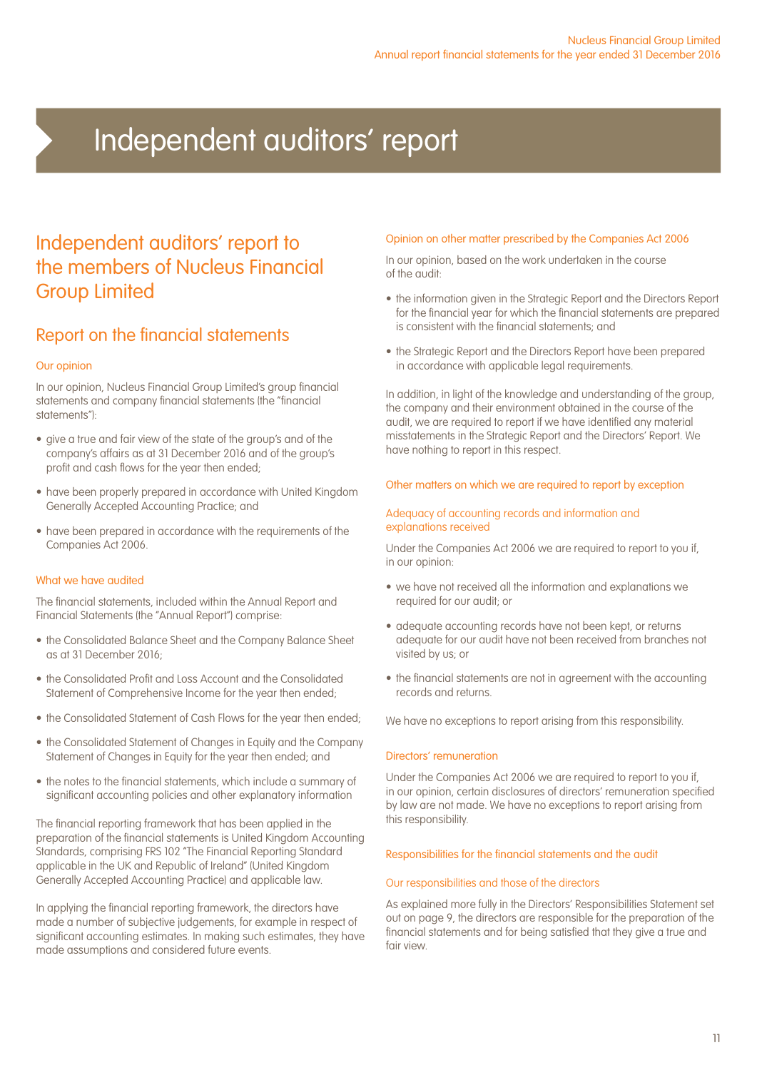# Independent auditors' report

## Independent auditors' report to the members of Nucleus Financial Group Limited

## Report on the financial statements

### Our opinion

In our opinion, Nucleus Financial Group Limited's group financial statements and company financial statements (the "financial statements"):

- give a true and fair view of the state of the group's and of the company's affairs as at 31 December 2016 and of the group's profit and cash flows for the year then ended;
- have been properly prepared in accordance with United Kingdom Generally Accepted Accounting Practice; and
- have been prepared in accordance with the requirements of the Companies Act 2006.

### What we have audited

The financial statements, included within the Annual Report and Financial Statements (the "Annual Report") comprise:

- the Consolidated Balance Sheet and the Company Balance Sheet as at 31 December 2016;
- the Consolidated Profit and Loss Account and the Consolidated Statement of Comprehensive Income for the year then ended;
- the Consolidated Statement of Cash Flows for the year then ended;
- the Consolidated Statement of Changes in Equity and the Company Statement of Changes in Equity for the year then ended; and
- the notes to the financial statements, which include a summary of significant accounting policies and other explanatory information

The financial reporting framework that has been applied in the preparation of the financial statements is United Kingdom Accounting Standards, comprising FRS 102 "The Financial Reporting Standard applicable in the UK and Republic of Ireland" (United Kingdom Generally Accepted Accounting Practice) and applicable law.

In applying the financial reporting framework, the directors have made a number of subjective judgements, for example in respect of significant accounting estimates. In making such estimates, they have made assumptions and considered future events.

### Opinion on other matter prescribed by the Companies Act 2006

In our opinion, based on the work undertaken in the course of the audit:

- the information given in the Strategic Report and the Directors Report for the financial year for which the financial statements are prepared is consistent with the financial statements; and
- the Strategic Report and the Directors Report have been prepared in accordance with applicable legal requirements.

In addition, in light of the knowledge and understanding of the group, the company and their environment obtained in the course of the audit, we are required to report if we have identified any material misstatements in the Strategic Report and the Directors' Report. We have nothing to report in this respect.

### Other matters on which we are required to report by exception

#### Adequacy of accounting records and information and explanations received

Under the Companies Act 2006 we are required to report to you if, in our opinion:

- we have not received all the information and explanations we required for our audit; or
- adequate accounting records have not been kept, or returns adequate for our audit have not been received from branches not visited by us; or
- the financial statements are not in agreement with the accounting records and returns.

We have no exceptions to report arising from this responsibility.

#### Directors' remuneration

Under the Companies Act 2006 we are required to report to you if, in our opinion, certain disclosures of directors' remuneration specified by law are not made. We have no exceptions to report arising from this responsibility.

### Responsibilities for the financial statements and the audit

#### Our responsibilities and those of the directors

As explained more fully in the Directors' Responsibilities Statement set out on page 9, the directors are responsible for the preparation of the financial statements and for being satisfied that they give a true and fair view.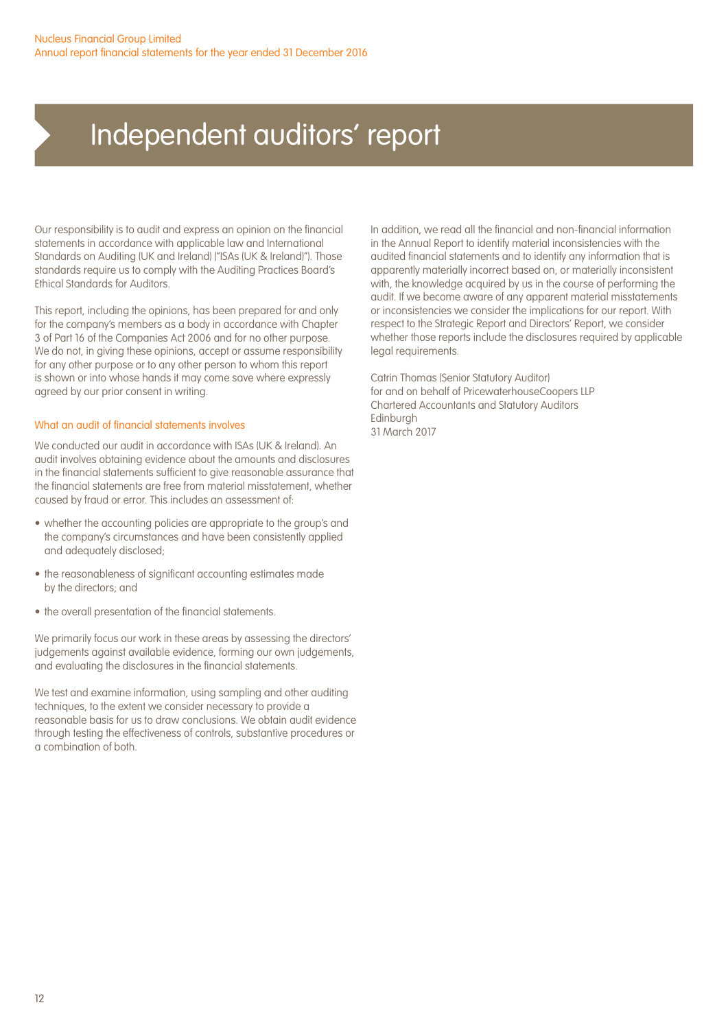# Independent auditors' report

Our responsibility is to audit and express an opinion on the financial statements in accordance with applicable law and International Standards on Auditing (UK and Ireland) ("ISAs (UK & Ireland)"). Those standards require us to comply with the Auditing Practices Board's Ethical Standards for Auditors.

This report, including the opinions, has been prepared for and only for the company's members as a body in accordance with Chapter 3 of Part 16 of the Companies Act 2006 and for no other purpose. We do not, in giving these opinions, accept or assume responsibility for any other purpose or to any other person to whom this report is shown or into whose hands it may come save where expressly agreed by our prior consent in writing.

### What an audit of financial statements involves

We conducted our audit in accordance with ISAs (UK & Ireland). An audit involves obtaining evidence about the amounts and disclosures in the financial statements sufficient to give reasonable assurance that the financial statements are free from material misstatement, whether caused by fraud or error. This includes an assessment of:

- whether the accounting policies are appropriate to the group's and the company's circumstances and have been consistently applied and adequately disclosed;
- the reasonableness of significant accounting estimates made by the directors; and
- the overall presentation of the financial statements.

We primarily focus our work in these areas by assessing the directors' judgements against available evidence, forming our own judgements, and evaluating the disclosures in the financial statements.

We test and examine information, using sampling and other auditing techniques, to the extent we consider necessary to provide a reasonable basis for us to draw conclusions. We obtain audit evidence through testing the effectiveness of controls, substantive procedures or a combination of both.

In addition, we read all the financial and non-financial information in the Annual Report to identify material inconsistencies with the audited financial statements and to identify any information that is apparently materially incorrect based on, or materially inconsistent with, the knowledge acquired by us in the course of performing the audit. If we become aware of any apparent material misstatements or inconsistencies we consider the implications for our report. With respect to the Strategic Report and Directors' Report, we consider whether those reports include the disclosures required by applicable legal requirements.

Catrin Thomas (Senior Statutory Auditor)
for and on behalf of PricewaterhouseCoopers LLP
Chartered Accountants and Statutory Auditors
Edinburgh
31 March 2017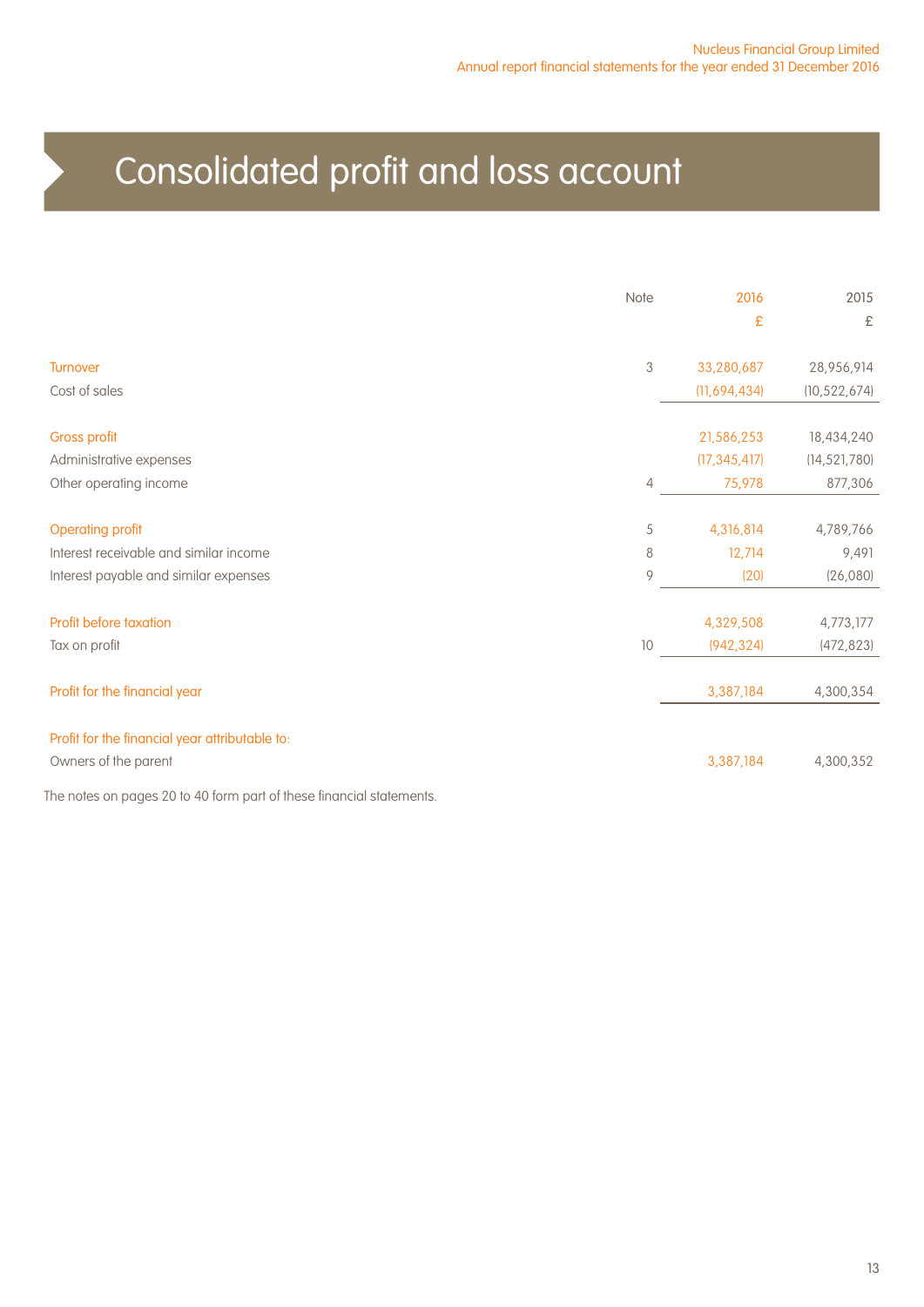# Consolidated profit and loss account

| | Note | 2016 | 2015 |
|---|---|---|---|
| | | £ | £ |
| Turnover | 3 | 33,280,687 | 28,956,914 |
| Cost of sales | | (11,694,434) | (10,522,674) |
| Gross profit | | 21,586,253 | 18,434,240 |
| Administrative expenses | | (17,345,417) | (14,521,780) |
| Other operating income | 4 | 75,978 | 877,306 |
| Operating profit | 5 | 4,316,814 | 4,789,766 |
| Interest receivable and similar income | 8 | 12,714 | 9,491 |
| Interest payable and similar expenses | 9 | (20) | (26,080) |
| Profit before taxation | | 4,329,508 | 4,773,177 |
| Tax on profit | 10 | (942,324) | (472,823) |
| Profit for the financial year | | 3,387,184 | 4,300,354 |
| Profit for the financial year attributable to: | | | |
| Owners of the parent | | 3,387,184 | 4,300,352 |

The notes on pages 20 to 40 form part of these financial statements.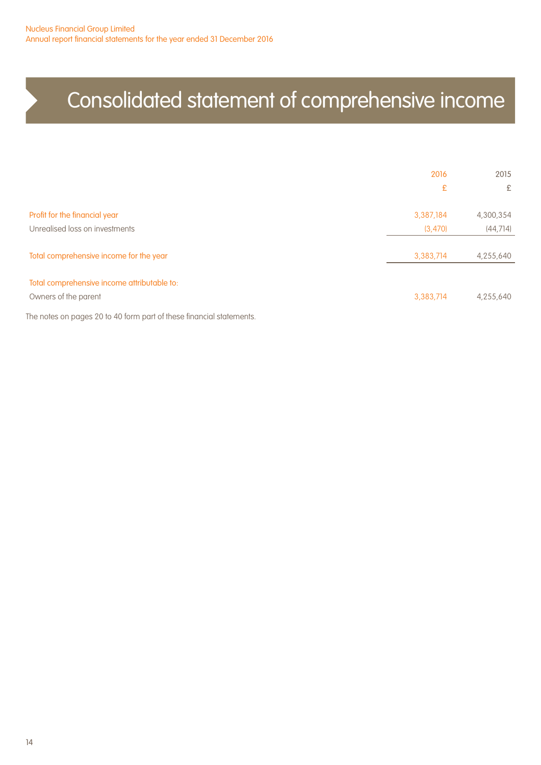# Consolidated statement of comprehensive income

| | 2016 | 2015 |
|---|---|---|
| | £ | £ |
| Profit for the financial year | 3,387,184 | 4,300,354 |
| Unrealised loss on investments | (3,470) | (44,714) |
| Total comprehensive income for the year | 3,383,714 | 4,255,640 |
| Total comprehensive income attributable to: | | |
| Owners of the parent | 3,383,714 | 4,255,640 |

The notes on pages 20 to 40 form part of these financial statements.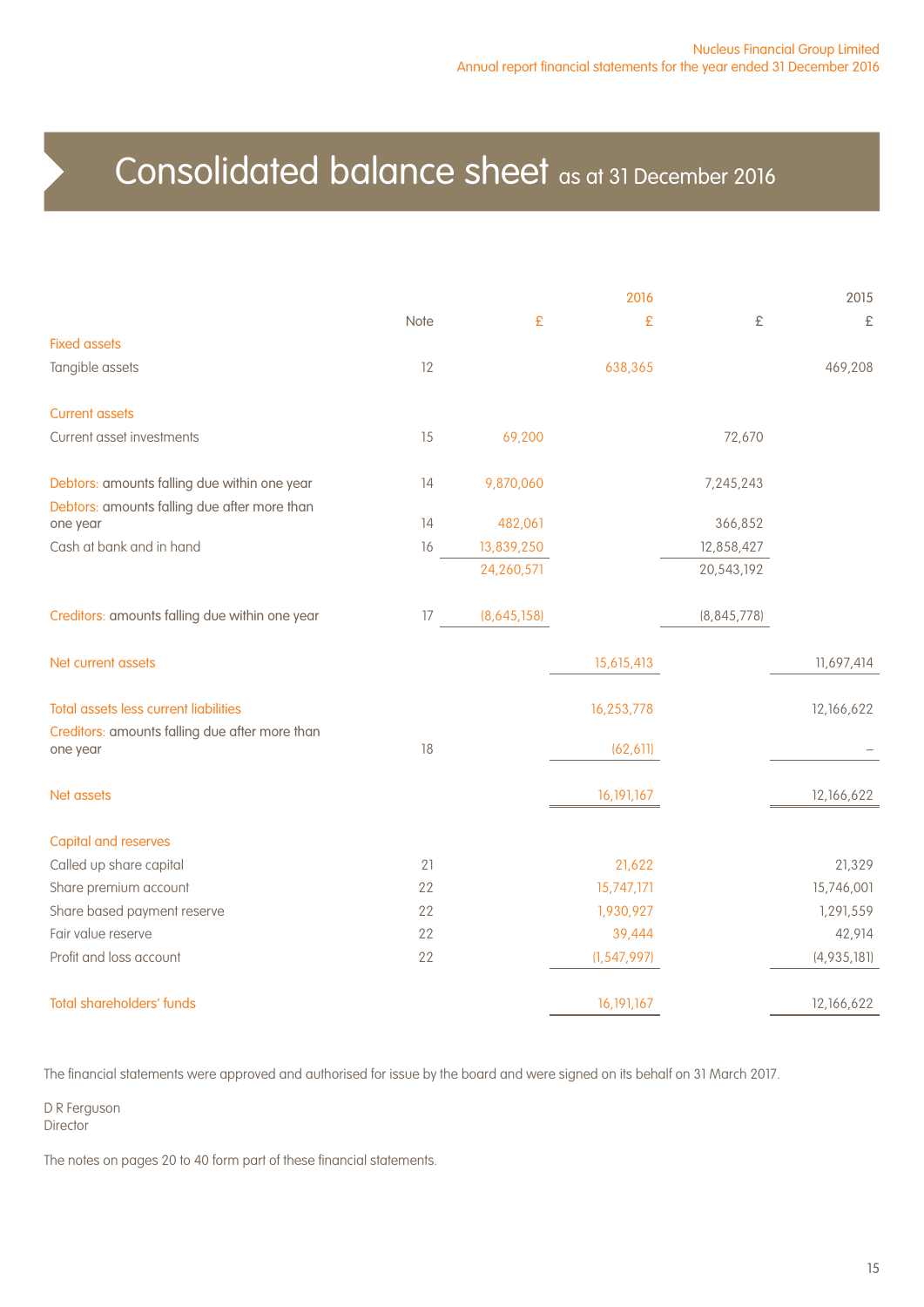# Consolidated balance sheet as at 31 December 2016

| | Note | 2016 £ | 2016 £ | 2015 £ | 2015 £ |
|---|---|---|---|---|---|
| **Fixed assets** | | | | | |
| Tangible assets | 12 | | 638,365 | | 469,208 |
| **Current assets** | | | | | |
| Current asset investments | 15 | 69,200 | | 72,670 | |
| Debtors: amounts falling due within one year | 14 | 9,870,060 | | 7,245,243 | |
| Debtors: amounts falling due after more than one year | 14 | 482,061 | | 366,852 | |
| Cash at bank and in hand | 16 | 13,839,250 | | 12,858,427 | |
| | | 24,260,571 | | 20,543,192 | |
| Creditors: amounts falling due within one year | 17 | (8,645,158) | | (8,845,778) | |
| **Net current assets** | | | 15,615,413 | | 11,697,414 |
| **Total assets less current liabilities** | | | 16,253,778 | | 12,166,622 |
| Creditors: amounts falling due after more than one year | 18 | | (62,611) | | – |
| **Net assets** | | | 16,191,167 | | 12,166,622 |
| **Capital and reserves** | | | | | |
| Called up share capital | 21 | | 21,622 | | 21,329 |
| Share premium account | 22 | | 15,747,171 | | 15,746,001 |
| Share based payment reserve | 22 | | 1,930,927 | | 1,291,559 |
| Fair value reserve | 22 | | 39,444 | | 42,914 |
| Profit and loss account | 22 | | (1,547,997) | | (4,935,181) |
| **Total shareholders' funds** | | | 16,191,167 | | 12,166,622 |

The financial statements were approved and authorised for issue by the board and were signed on its behalf on 31 March 2017.

D R Ferguson
Director

The notes on pages 20 to 40 form part of these financial statements.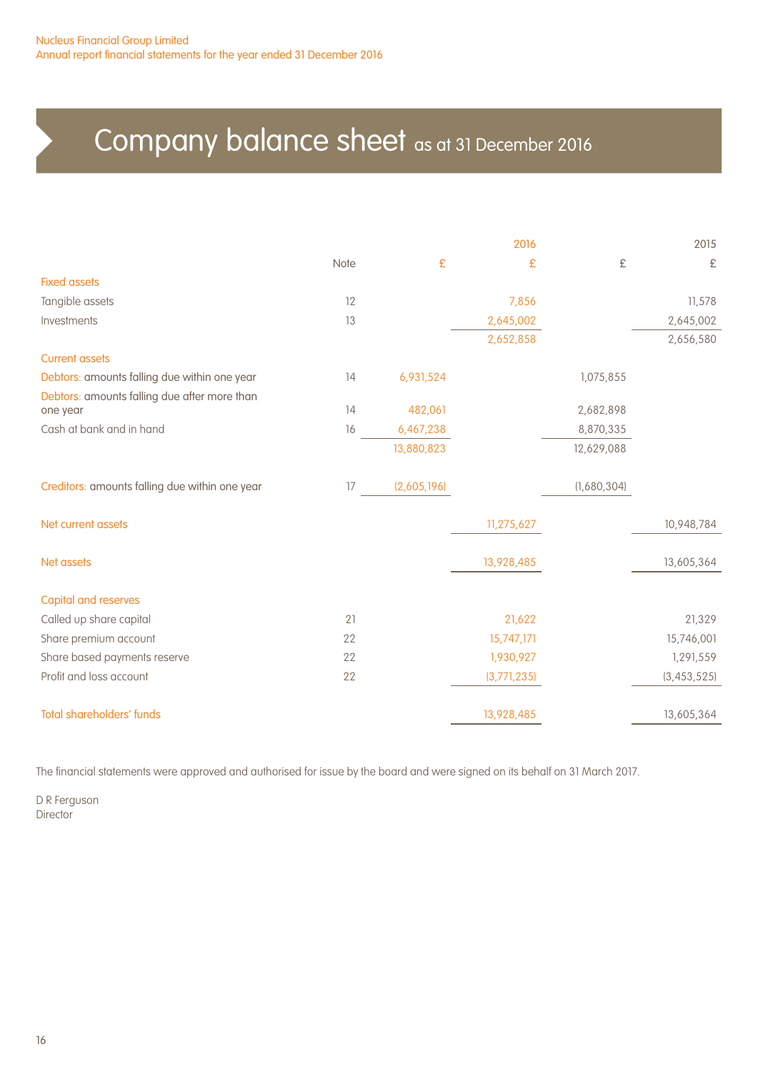# Company balance sheet as at 31 December 2016

| | Note | 2016 £ | 2016 £ | 2015 £ | 2015 £ |
|---|---|---|---|---|---|
| **Fixed assets** | | | | | |
| Tangible assets | 12 | | 7,856 | | 11,578 |
| Investments | 13 | | 2,645,002 | | 2,645,002 |
| | | | 2,652,858 | | 2,656,580 |
| **Current assets** | | | | | |
| Debtors: amounts falling due within one year | 14 | 6,931,524 | | 1,075,855 | |
| Debtors: amounts falling due after more than one year | 14 | 482,061 | | 2,682,898 | |
| Cash at bank and in hand | 16 | 6,467,238 | | 8,870,335 | |
| | | 13,880,823 | | 12,629,088 | |
| Creditors: amounts falling due within one year | 17 | (2,605,196) | | (1,680,304) | |
| **Net current assets** | | | 11,275,627 | | 10,948,784 |
| **Net assets** | | | 13,928,485 | | 13,605,364 |
| **Capital and reserves** | | | | | |
| Called up share capital | 21 | | 21,622 | | 21,329 |
| Share premium account | 22 | | 15,747,171 | | 15,746,001 |
| Share based payments reserve | 22 | | 1,930,927 | | 1,291,559 |
| Profit and loss account | 22 | | (3,771,235) | | (3,453,525) |
| **Total shareholders' funds** | | | 13,928,485 | | 13,605,364 |

The financial statements were approved and authorised for issue by the board and were signed on its behalf on 31 March 2017.

D R Ferguson
Director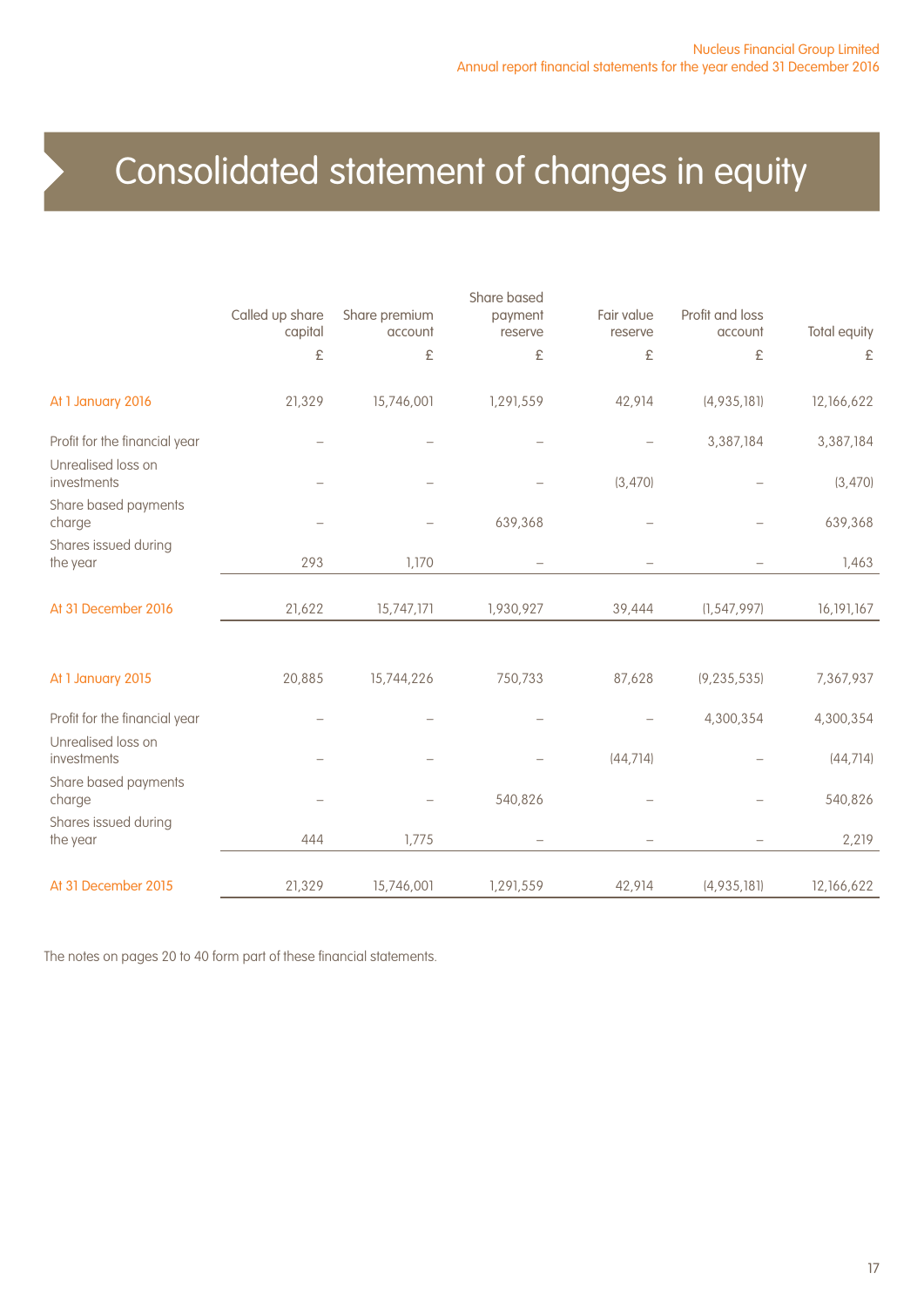# Consolidated statement of changes in equity

| | Called up share capital | Share premium account | Share based payment reserve | Fair value reserve | Profit and loss account | Total equity |
|---|---|---|---|---|---|---|
| | £ | £ | £ | £ | £ | £ |
| At 1 January 2016 | 21,329 | 15,746,001 | 1,291,559 | 42,914 | (4,935,181) | 12,166,622 |
| Profit for the financial year | – | – | – | – | 3,387,184 | 3,387,184 |
| Unrealised loss on investments | – | – | – | (3,470) | – | (3,470) |
| Share based payments charge | – | – | 639,368 | – | – | 639,368 |
| Shares issued during the year | 293 | 1,170 | – | – | – | 1,463 |
| At 31 December 2016 | 21,622 | 15,747,171 | 1,930,927 | 39,444 | (1,547,997) | 16,191,167 |
| | | | | | | |
| At 1 January 2015 | 20,885 | 15,744,226 | 750,733 | 87,628 | (9,235,535) | 7,367,937 |
| Profit for the financial year | – | – | – | – | 4,300,354 | 4,300,354 |
| Unrealised loss on investments | – | – | – | (44,714) | – | (44,714) |
| Share based payments charge | – | – | 540,826 | – | – | 540,826 |
| Shares issued during the year | 444 | 1,775 | – | – | – | 2,219 |
| At 31 December 2015 | 21,329 | 15,746,001 | 1,291,559 | 42,914 | (4,935,181) | 12,166,622 |

The notes on pages 20 to 40 form part of these financial statements.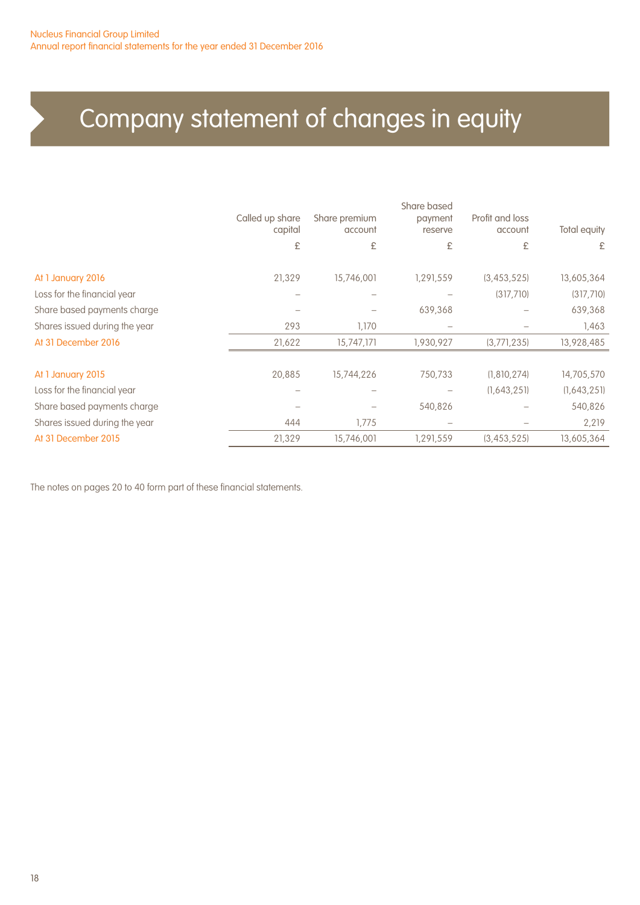# Company statement of changes in equity

| | Called up share capital | Share premium account | Share based payment reserve | Profit and loss account | Total equity |
|---|---|---|---|---|---|
| | £ | £ | £ | £ | £ |
| At 1 January 2016 | 21,329 | 15,746,001 | 1,291,559 | (3,453,525) | 13,605,364 |
| Loss for the financial year | – | – | – | (317,710) | (317,710) |
| Share based payments charge | – | – | 639,368 | – | 639,368 |
| Shares issued during the year | 293 | 1,170 | – | – | 1,463 |
| At 31 December 2016 | 21,622 | 15,747,171 | 1,930,927 | (3,771,235) | 13,928,485 |
| | | | | | |
| At 1 January 2015 | 20,885 | 15,744,226 | 750,733 | (1,810,274) | 14,705,570 |
| Loss for the financial year | – | – | – | (1,643,251) | (1,643,251) |
| Share based payments charge | – | – | 540,826 | – | 540,826 |
| Shares issued during the year | 444 | 1,775 | – | – | 2,219 |
| At 31 December 2015 | 21,329 | 15,746,001 | 1,291,559 | (3,453,525) | 13,605,364 |

The notes on pages 20 to 40 form part of these financial statements.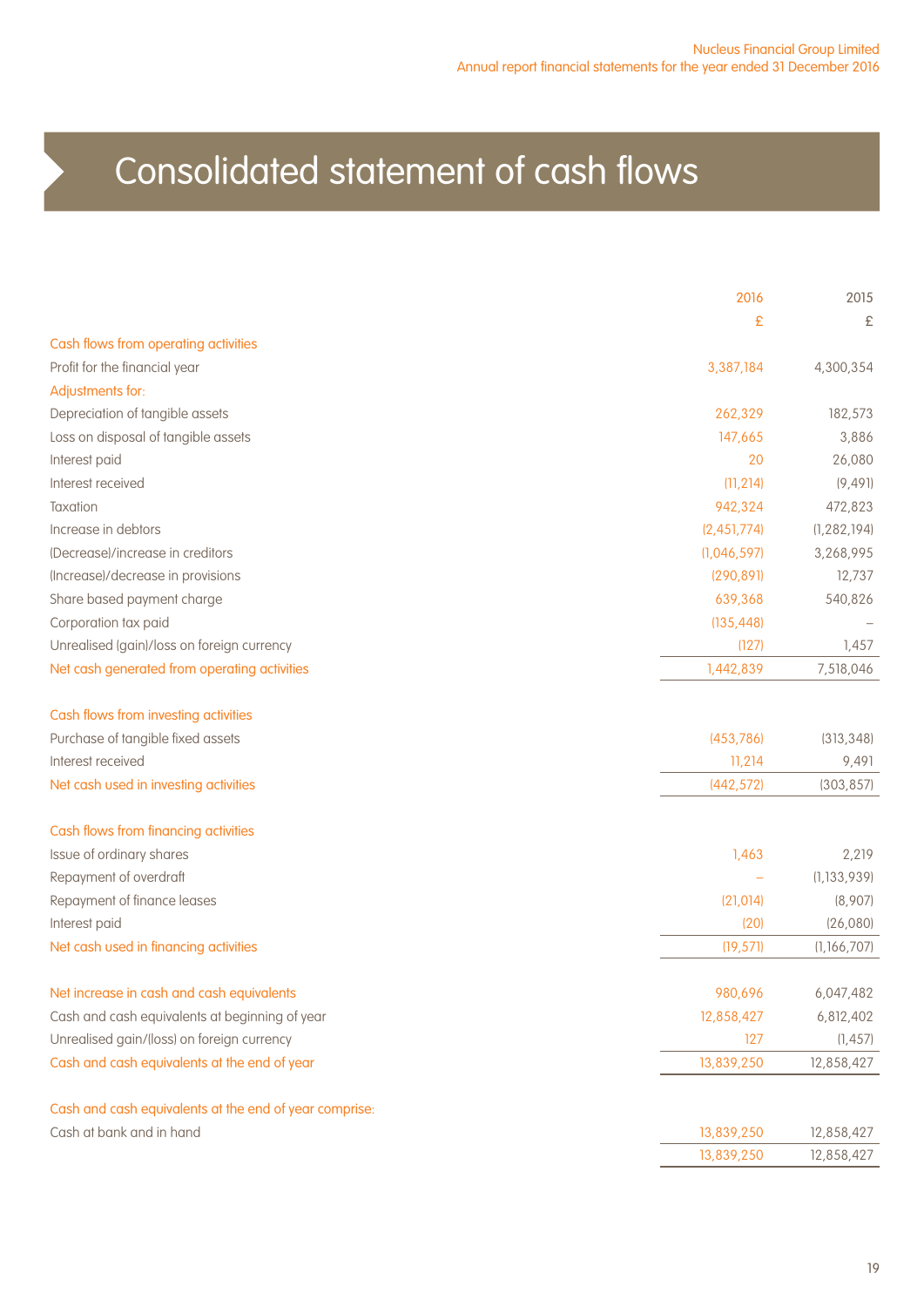# Consolidated statement of cash flows

| | 2016 | 2015 |
|---|---|---|
| | £ | £ |
| **Cash flows from operating activities** | | |
| Profit for the financial year | 3,387,184 | 4,300,354 |
| **Adjustments for:** | | |
| Depreciation of tangible assets | 262,329 | 182,573 |
| Loss on disposal of tangible assets | 147,665 | 3,886 |
| Interest paid | 20 | 26,080 |
| Interest received | (11,214) | (9,491) |
| Taxation | 942,324 | 472,823 |
| Increase in debtors | (2,451,774) | (1,282,194) |
| (Decrease)/increase in creditors | (1,046,597) | 3,268,995 |
| (Increase)/decrease in provisions | (290,891) | 12,737 |
| Share based payment charge | 639,368 | 540,826 |
| Corporation tax paid | (135,448) | – |
| Unrealised (gain)/loss on foreign currency | (127) | 1,457 |
| **Net cash generated from operating activities** | 1,442,839 | 7,518,046 |
| | | |
| **Cash flows from investing activities** | | |
| Purchase of tangible fixed assets | (453,786) | (313,348) |
| Interest received | 11,214 | 9,491 |
| **Net cash used in investing activities** | (442,572) | (303,857) |
| | | |
| **Cash flows from financing activities** | | |
| Issue of ordinary shares | 1,463 | 2,219 |
| Repayment of overdraft | – | (1,133,939) |
| Repayment of finance leases | (21,014) | (8,907) |
| Interest paid | (20) | (26,080) |
| **Net cash used in financing activities** | (19,571) | (1,166,707) |
| | | |
| **Net increase in cash and cash equivalents** | 980,696 | 6,047,482 |
| Cash and cash equivalents at beginning of year | 12,858,427 | 6,812,402 |
| Unrealised gain/(loss) on foreign currency | 127 | (1,457) |
| **Cash and cash equivalents at the end of year** | 13,839,250 | 12,858,427 |
| | | |
| **Cash and cash equivalents at the end of year comprise:** | | |
| Cash at bank and in hand | 13,839,250 | 12,858,427 |
| | 13,839,250 | 12,858,427 |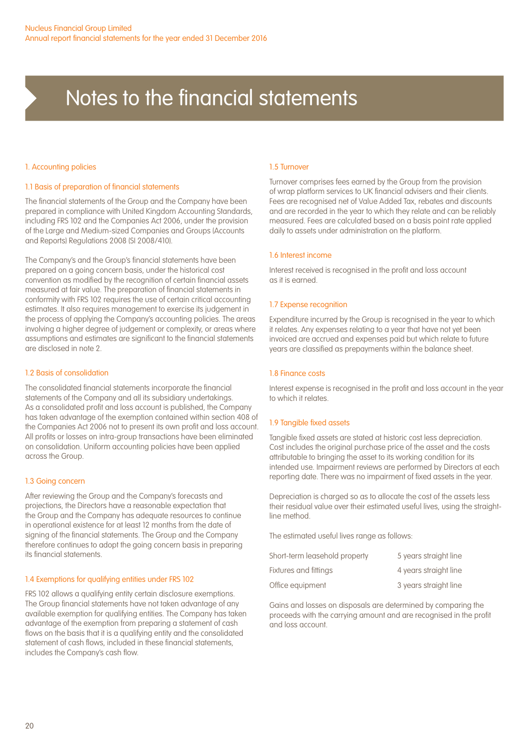# Notes to the financial statements

## 1. Accounting policies

### 1.1 Basis of preparation of financial statements

The financial statements of the Group and the Company have been prepared in compliance with United Kingdom Accounting Standards, including FRS 102 and the Companies Act 2006, under the provision of the Large and Medium-sized Companies and Groups (Accounts and Reports) Regulations 2008 (SI 2008/410).

The Company's and the Group's financial statements have been prepared on a going concern basis, under the historical cost convention as modified by the recognition of certain financial assets measured at fair value. The preparation of financial statements in conformity with FRS 102 requires the use of certain critical accounting estimates. It also requires management to exercise its judgement in the process of applying the Company's accounting policies. The areas involving a higher degree of judgement or complexity, or areas where assumptions and estimates are significant to the financial statements are disclosed in note 2.

### 1.2 Basis of consolidation

The consolidated financial statements incorporate the financial statements of the Company and all its subsidiary undertakings. As a consolidated profit and loss account is published, the Company has taken advantage of the exemption contained within section 408 of the Companies Act 2006 not to present its own profit and loss account. All profits or losses on intra-group transactions have been eliminated on consolidation. Uniform accounting policies have been applied across the Group.

### 1.3 Going concern

After reviewing the Group and the Company's forecasts and projections, the Directors have a reasonable expectation that the Group and the Company has adequate resources to continue in operational existence for at least 12 months from the date of signing of the financial statements. The Group and the Company therefore continues to adopt the going concern basis in preparing its financial statements.

### 1.4 Exemptions for qualifying entities under FRS 102

FRS 102 allows a qualifying entity certain disclosure exemptions. The Group financial statements have not taken advantage of any available exemption for qualifying entities. The Company has taken advantage of the exemption from preparing a statement of cash flows on the basis that it is a qualifying entity and the consolidated statement of cash flows, included in these financial statements, includes the Company's cash flow.

### 1.5 Turnover

Turnover comprises fees earned by the Group from the provision of wrap platform services to UK financial advisers and their clients. Fees are recognised net of Value Added Tax, rebates and discounts and are recorded in the year to which they relate and can be reliably measured. Fees are calculated based on a basis point rate applied daily to assets under administration on the platform.

### 1.6 Interest income

Interest received is recognised in the profit and loss account as it is earned.

### 1.7 Expense recognition

Expenditure incurred by the Group is recognised in the year to which it relates. Any expenses relating to a year that have not yet been invoiced are accrued and expenses paid but which relate to future years are classified as prepayments within the balance sheet.

### 1.8 Finance costs

Interest expense is recognised in the profit and loss account in the year to which it relates.

### 1.9 Tangible fixed assets

Tangible fixed assets are stated at historic cost less depreciation. Cost includes the original purchase price of the asset and the costs attributable to bringing the asset to its working condition for its intended use. Impairment reviews are performed by Directors at each reporting date. There was no impairment of fixed assets in the year.

Depreciation is charged so as to allocate the cost of the assets less their residual value over their estimated useful lives, using the straight-line method.

The estimated useful lives range as follows:

| | |
|---|---|
| Short-term leasehold property | 5 years straight line |
| Fixtures and fittings | 4 years straight line |
| Office equipment | 3 years straight line |

Gains and losses on disposals are determined by comparing the proceeds with the carrying amount and are recognised in the profit and loss account.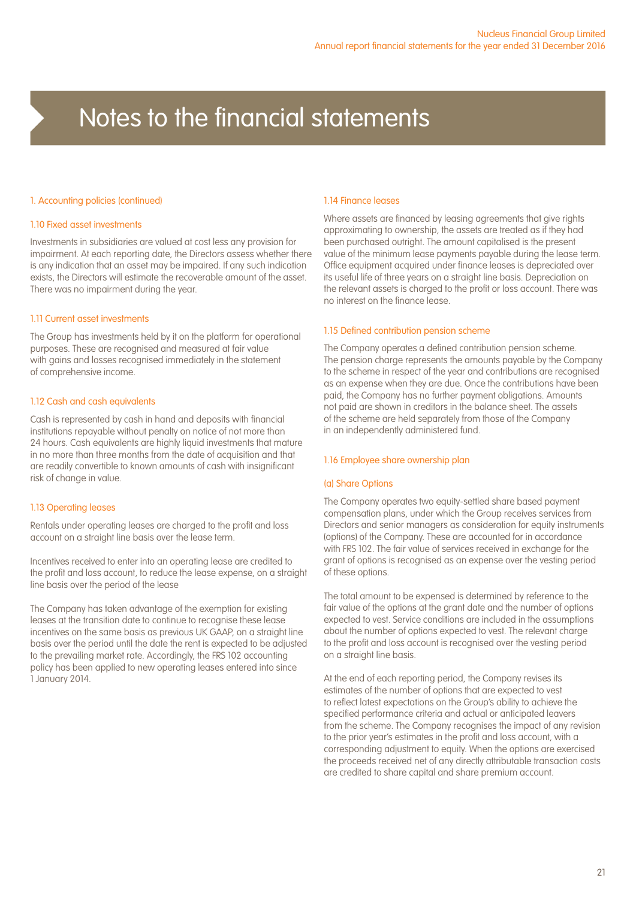# Notes to the financial statements

## 1. Accounting policies (continued)

### 1.10 Fixed asset investments

Investments in subsidiaries are valued at cost less any provision for impairment. At each reporting date, the Directors assess whether there is any indication that an asset may be impaired. If any such indication exists, the Directors will estimate the recoverable amount of the asset. There was no impairment during the year.

### 1.11 Current asset investments

The Group has investments held by it on the platform for operational purposes. These are recognised and measured at fair value with gains and losses recognised immediately in the statement of comprehensive income.

### 1.12 Cash and cash equivalents

Cash is represented by cash in hand and deposits with financial institutions repayable without penalty on notice of not more than 24 hours. Cash equivalents are highly liquid investments that mature in no more than three months from the date of acquisition and that are readily convertible to known amounts of cash with insignificant risk of change in value.

### 1.13 Operating leases

Rentals under operating leases are charged to the profit and loss account on a straight line basis over the lease term.

Incentives received to enter into an operating lease are credited to the profit and loss account, to reduce the lease expense, on a straight line basis over the period of the lease

The Company has taken advantage of the exemption for existing leases at the transition date to continue to recognise these lease incentives on the same basis as previous UK GAAP, on a straight line basis over the period until the date the rent is expected to be adjusted to the prevailing market rate. Accordingly, the FRS 102 accounting policy has been applied to new operating leases entered into since 1 January 2014.

### 1.14 Finance leases

Where assets are financed by leasing agreements that give rights approximating to ownership, the assets are treated as if they had been purchased outright. The amount capitalised is the present value of the minimum lease payments payable during the lease term. Office equipment acquired under finance leases is depreciated over its useful life of three years on a straight line basis. Depreciation on the relevant assets is charged to the profit or loss account. There was no interest on the finance lease.

### 1.15 Defined contribution pension scheme

The Company operates a defined contribution pension scheme. The pension charge represents the amounts payable by the Company to the scheme in respect of the year and contributions are recognised as an expense when they are due. Once the contributions have been paid, the Company has no further payment obligations. Amounts not paid are shown in creditors in the balance sheet. The assets of the scheme are held separately from those of the Company in an independently administered fund.

### 1.16 Employee share ownership plan

#### (a) Share Options

The Company operates two equity-settled share based payment compensation plans, under which the Group receives services from Directors and senior managers as consideration for equity instruments (options) of the Company. These are accounted for in accordance with FRS 102. The fair value of services received in exchange for the grant of options is recognised as an expense over the vesting period of these options.

The total amount to be expensed is determined by reference to the fair value of the options at the grant date and the number of options expected to vest. Service conditions are included in the assumptions about the number of options expected to vest. The relevant charge to the profit and loss account is recognised over the vesting period on a straight line basis.

At the end of each reporting period, the Company revises its estimates of the number of options that are expected to vest to reflect latest expectations on the Group's ability to achieve the specified performance criteria and actual or anticipated leavers from the scheme. The Company recognises the impact of any revision to the prior year's estimates in the profit and loss account, with a corresponding adjustment to equity. When the options are exercised the proceeds received net of any directly attributable transaction costs are credited to share capital and share premium account.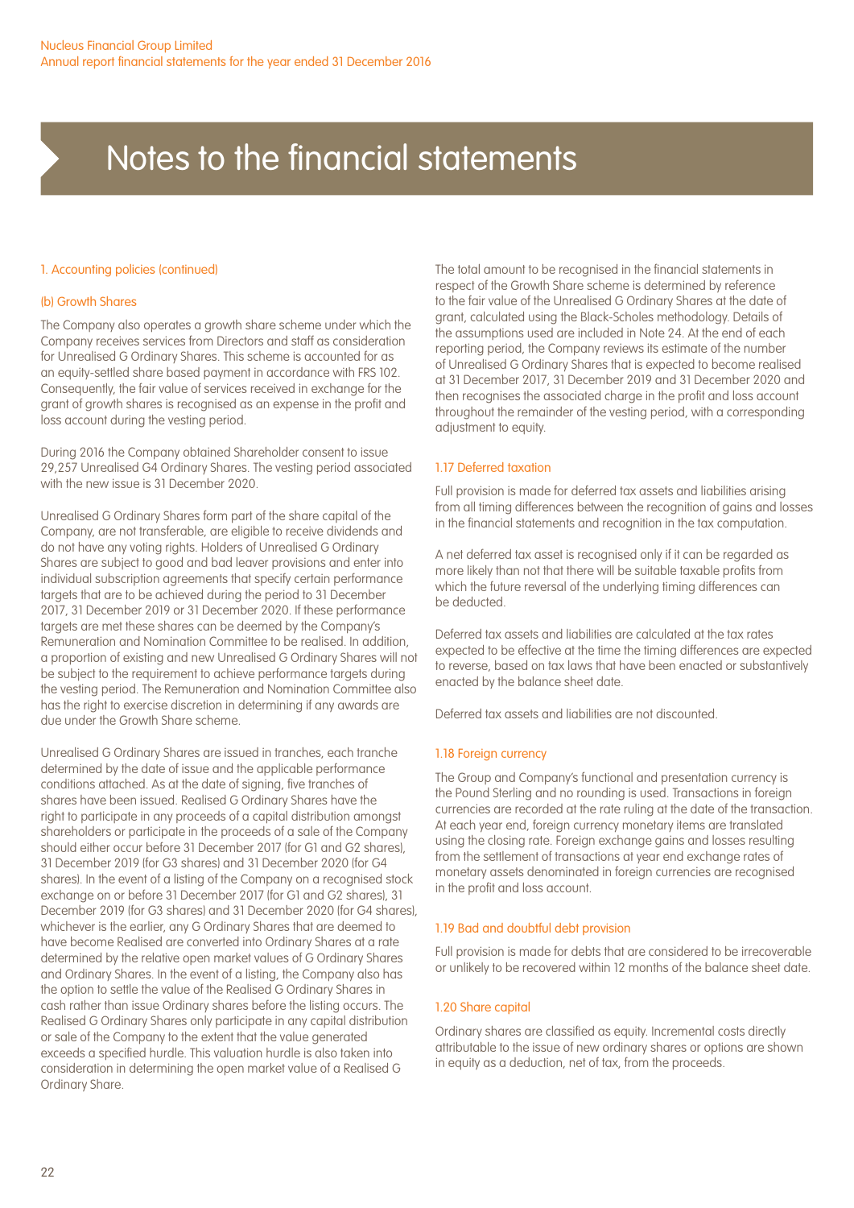# Notes to the financial statements

### 1. Accounting policies (continued)

#### (b) Growth Shares

The Company also operates a growth share scheme under which the Company receives services from Directors and staff as consideration for Unrealised G Ordinary Shares. This scheme is accounted for as an equity-settled share based payment in accordance with FRS 102. Consequently, the fair value of services received in exchange for the grant of growth shares is recognised as an expense in the profit and loss account during the vesting period.

During 2016 the Company obtained Shareholder consent to issue 29,257 Unrealised G4 Ordinary Shares. The vesting period associated with the new issue is 31 December 2020.

Unrealised G Ordinary Shares form part of the share capital of the Company, are not transferable, are eligible to receive dividends and do not have any voting rights. Holders of Unrealised G Ordinary Shares are subject to good and bad leaver provisions and enter into individual subscription agreements that specify certain performance targets that are to be achieved during the period to 31 December 2017, 31 December 2019 or 31 December 2020. If these performance targets are met these shares can be deemed by the Company's Remuneration and Nomination Committee to be realised. In addition, a proportion of existing and new Unrealised G Ordinary Shares will not be subject to the requirement to achieve performance targets during the vesting period. The Remuneration and Nomination Committee also has the right to exercise discretion in determining if any awards are due under the Growth Share scheme.

Unrealised G Ordinary Shares are issued in tranches, each tranche determined by the date of issue and the applicable performance conditions attached. As at the date of signing, five tranches of shares have been issued. Realised G Ordinary Shares have the right to participate in any proceeds of a capital distribution amongst shareholders or participate in the proceeds of a sale of the Company should either occur before 31 December 2017 (for G1 and G2 shares), 31 December 2019 (for G3 shares) and 31 December 2020 (for G4 shares). In the event of a listing of the Company on a recognised stock exchange on or before 31 December 2017 (for G1 and G2 shares), 31 December 2019 (for G3 shares) and 31 December 2020 (for G4 shares), whichever is the earlier, any G Ordinary Shares that are deemed to have become Realised are converted into Ordinary Shares at a rate determined by the relative open market values of G Ordinary Shares and Ordinary Shares. In the event of a listing, the Company also has the option to settle the value of the Realised G Ordinary Shares in cash rather than issue Ordinary shares before the listing occurs. The Realised G Ordinary Shares only participate in any capital distribution or sale of the Company to the extent that the value generated exceeds a specified hurdle. This valuation hurdle is also taken into consideration in determining the open market value of a Realised G Ordinary Share.

The total amount to be recognised in the financial statements in respect of the Growth Share scheme is determined by reference to the fair value of the Unrealised G Ordinary Shares at the date of grant, calculated using the Black-Scholes methodology. Details of the assumptions used are included in Note 24. At the end of each reporting period, the Company reviews its estimate of the number of Unrealised G Ordinary Shares that is expected to become realised at 31 December 2017, 31 December 2019 and 31 December 2020 and then recognises the associated charge in the profit and loss account throughout the remainder of the vesting period, with a corresponding adjustment to equity.

### 1.17 Deferred taxation

Full provision is made for deferred tax assets and liabilities arising from all timing differences between the recognition of gains and losses in the financial statements and recognition in the tax computation.

A net deferred tax asset is recognised only if it can be regarded as more likely than not that there will be suitable taxable profits from which the future reversal of the underlying timing differences can be deducted.

Deferred tax assets and liabilities are calculated at the tax rates expected to be effective at the time the timing differences are expected to reverse, based on tax laws that have been enacted or substantively enacted by the balance sheet date.

Deferred tax assets and liabilities are not discounted.

### 1.18 Foreign currency

The Group and Company's functional and presentation currency is the Pound Sterling and no rounding is used. Transactions in foreign currencies are recorded at the rate ruling at the date of the transaction. At each year end, foreign currency monetary items are translated using the closing rate. Foreign exchange gains and losses resulting from the settlement of transactions at year end exchange rates of monetary assets denominated in foreign currencies are recognised in the profit and loss account.

### 1.19 Bad and doubtful debt provision

Full provision is made for debts that are considered to be irrecoverable or unlikely to be recovered within 12 months of the balance sheet date.

### 1.20 Share capital

Ordinary shares are classified as equity. Incremental costs directly attributable to the issue of new ordinary shares or options are shown in equity as a deduction, net of tax, from the proceeds.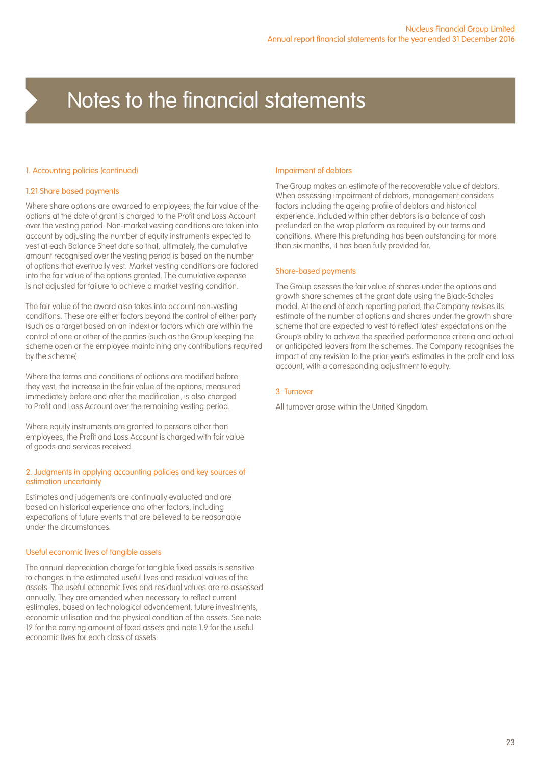# Notes to the financial statements

## 1. Accounting policies (continued)

### 1.21 Share based payments

Where share options are awarded to employees, the fair value of the options at the date of grant is charged to the Profit and Loss Account over the vesting period. Non-market vesting conditions are taken into account by adjusting the number of equity instruments expected to vest at each Balance Sheet date so that, ultimately, the cumulative amount recognised over the vesting period is based on the number of options that eventually vest. Market vesting conditions are factored into the fair value of the options granted. The cumulative expense is not adjusted for failure to achieve a market vesting condition.

The fair value of the award also takes into account non-vesting conditions. These are either factors beyond the control of either party (such as a target based on an index) or factors which are within the control of one or other of the parties (such as the Group keeping the scheme open or the employee maintaining any contributions required by the scheme).

Where the terms and conditions of options are modified before they vest, the increase in the fair value of the options, measured immediately before and after the modification, is also charged to Profit and Loss Account over the remaining vesting period.

Where equity instruments are granted to persons other than employees, the Profit and Loss Account is charged with fair value of goods and services received.

## 2. Judgments in applying accounting policies and key sources of estimation uncertainty

Estimates and judgements are continually evaluated and are based on historical experience and other factors, including expectations of future events that are believed to be reasonable under the circumstances.

### Useful economic lives of tangible assets

The annual depreciation charge for tangible fixed assets is sensitive to changes in the estimated useful lives and residual values of the assets. The useful economic lives and residual values are re-assessed annually. They are amended when necessary to reflect current estimates, based on technological advancement, future investments, economic utilisation and the physical condition of the assets. See note 12 for the carrying amount of fixed assets and note 1.9 for the useful economic lives for each class of assets.

### Impairment of debtors

The Group makes an estimate of the recoverable value of debtors. When assessing impairment of debtors, management considers factors including the ageing profile of debtors and historical experience. Included within other debtors is a balance of cash prefunded on the wrap platform as required by our terms and conditions. Where this prefunding has been outstanding for more than six months, it has been fully provided for.

### Share-based payments

The Group asesses the fair value of shares under the options and growth share schemes at the grant date using the Black-Scholes model. At the end of each reporting period, the Company revises its estimate of the number of options and shares under the growth share scheme that are expected to vest to reflect latest expectations on the Group's ability to achieve the specified performance criteria and actual or anticipated leavers from the schemes. The Company recognises the impact of any revision to the prior year's estimates in the profit and loss account, with a corresponding adjustment to equity.

## 3. Turnover

All turnover arose within the United Kingdom.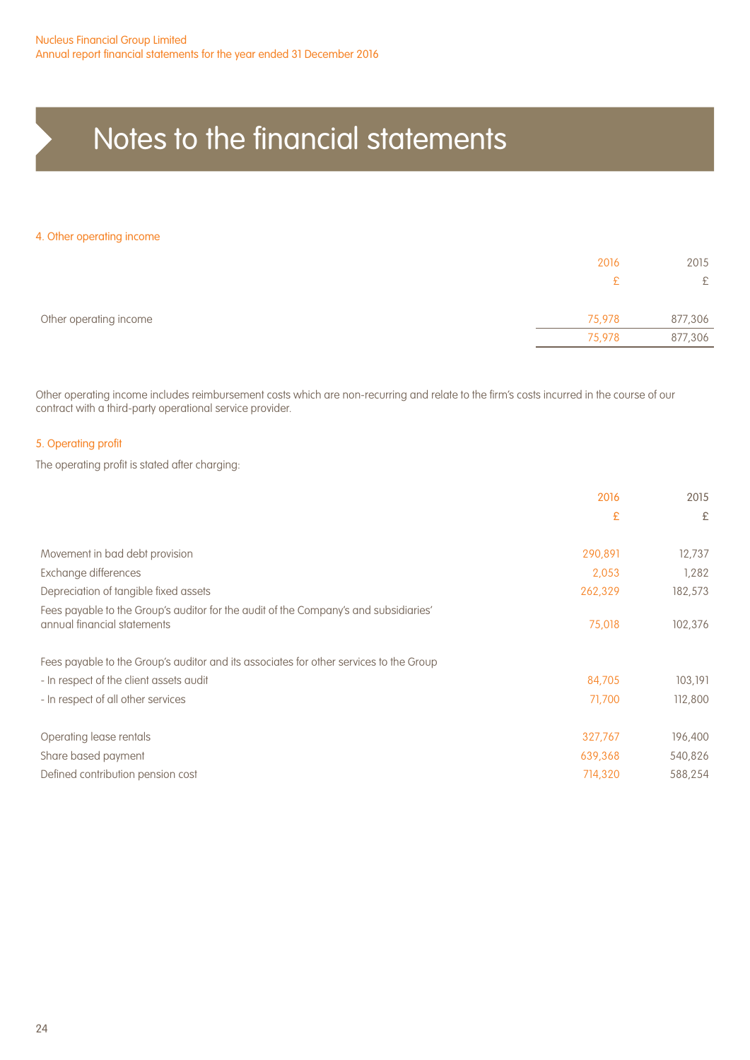# Notes to the financial statements

## 4. Other operating income

| | 2016 | 2015 |
|---|---|---|
| | £ | £ |
| Other operating income | 75,978 | 877,306 |
| | 75,978 | 877,306 |

Other operating income includes reimbursement costs which are non-recurring and relate to the firm's costs incurred in the course of our contract with a third-party operational service provider.

## 5. Operating profit

The operating profit is stated after charging:

| | 2016 | 2015 |
|---|---|---|
| | £ | £ |
| Movement in bad debt provision | 290,891 | 12,737 |
| Exchange differences | 2,053 | 1,282 |
| Depreciation of tangible fixed assets | 262,329 | 182,573 |
| Fees payable to the Group's auditor for the audit of the Company's and subsidiaries' annual financial statements | 75,018 | 102,376 |
| Fees payable to the Group's auditor and its associates for other services to the Group | | |
| - In respect of the client assets audit | 84,705 | 103,191 |
| - In respect of all other services | 71,700 | 112,800 |
| Operating lease rentals | 327,767 | 196,400 |
| Share based payment | 639,368 | 540,826 |
| Defined contribution pension cost | 714,320 | 588,254 |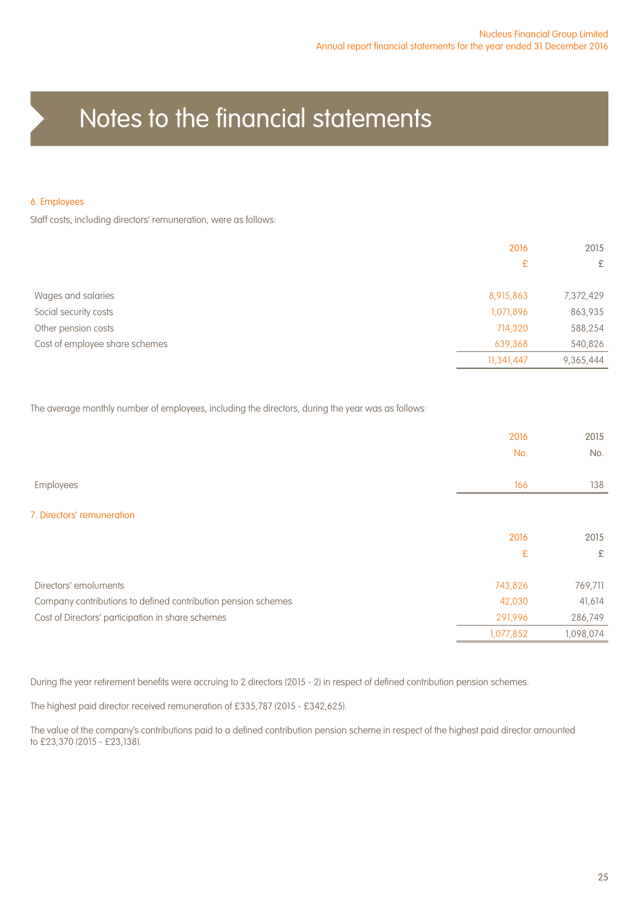# Notes to the financial statements

## 6. Employees

Staff costs, including directors' remuneration, were as follows:

| | 2016 | 2015 |
|---|---|---|
| | £ | £ |
| Wages and salaries | 8,915,863 | 7,372,429 |
| Social security costs | 1,071,896 | 863,935 |
| Other pension costs | 714,320 | 588,254 |
| Cost of employee share schemes | 639,368 | 540,826 |
| | 11,341,447 | 9,365,444 |

The average monthly number of employees, including the directors, during the year was as follows:

| | 2016 | 2015 |
|---|---|---|
| | No. | No. |
| Employees | 166 | 138 |

## 7. Directors' remuneration

| | 2016 | 2015 |
|---|---|---|
| | £ | £ |
| Directors' emoluments | 743,826 | 769,711 |
| Company contributions to defined contribution pension schemes | 42,030 | 41,614 |
| Cost of Directors' participation in share schemes | 291,996 | 286,749 |
| | 1,077,852 | 1,098,074 |

During the year retirement benefits were accruing to 2 directors (2015 - 2) in respect of defined contribution pension schemes.

The highest paid director received remuneration of £335,787 (2015 - £342,625).

The value of the company's contributions paid to a defined contribution pension scheme in respect of the highest paid director amounted to £23,370 (2015 - £23,138).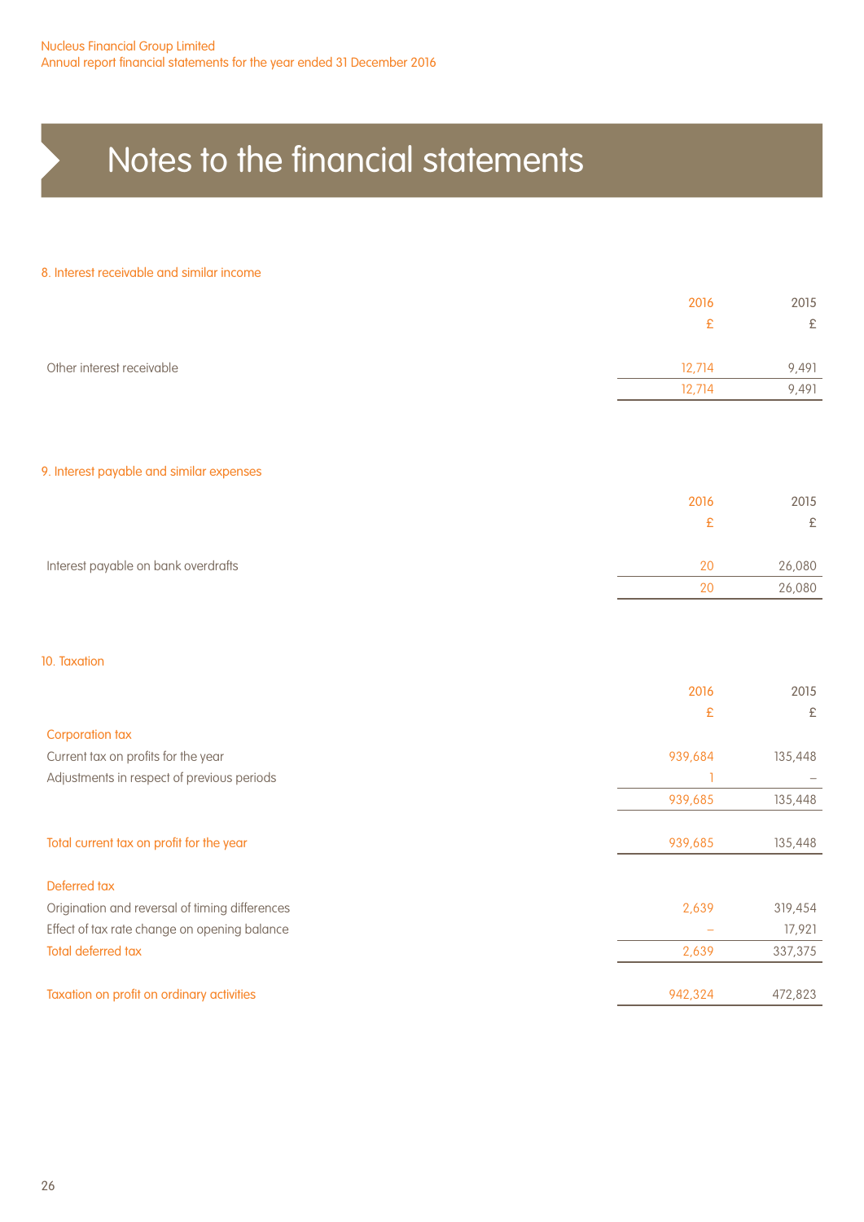# Notes to the financial statements

## 8. Interest receivable and similar income

| | 2016 | 2015 |
|---|---|---|
| | £ | £ |
| Other interest receivable | 12,714 | 9,491 |
| | 12,714 | 9,491 |

## 9. Interest payable and similar expenses

| | 2016 | 2015 |
|---|---|---|
| | £ | £ |
| Interest payable on bank overdrafts | 20 | 26,080 |
| | 20 | 26,080 |

## 10. Taxation

| | 2016 | 2015 |
|---|---|---|
| | £ | £ |
| **Corporation tax** | | |
| Current tax on profits for the year | 939,684 | 135,448 |
| Adjustments in respect of previous periods | 1 | – |
| | 939,685 | 135,448 |
| **Total current tax on profit for the year** | 939,685 | 135,448 |
| **Deferred tax** | | |
| Origination and reversal of timing differences | 2,639 | 319,454 |
| Effect of tax rate change on opening balance | – | 17,921 |
| **Total deferred tax** | 2,639 | 337,375 |
| **Taxation on profit on ordinary activities** | 942,324 | 472,823 |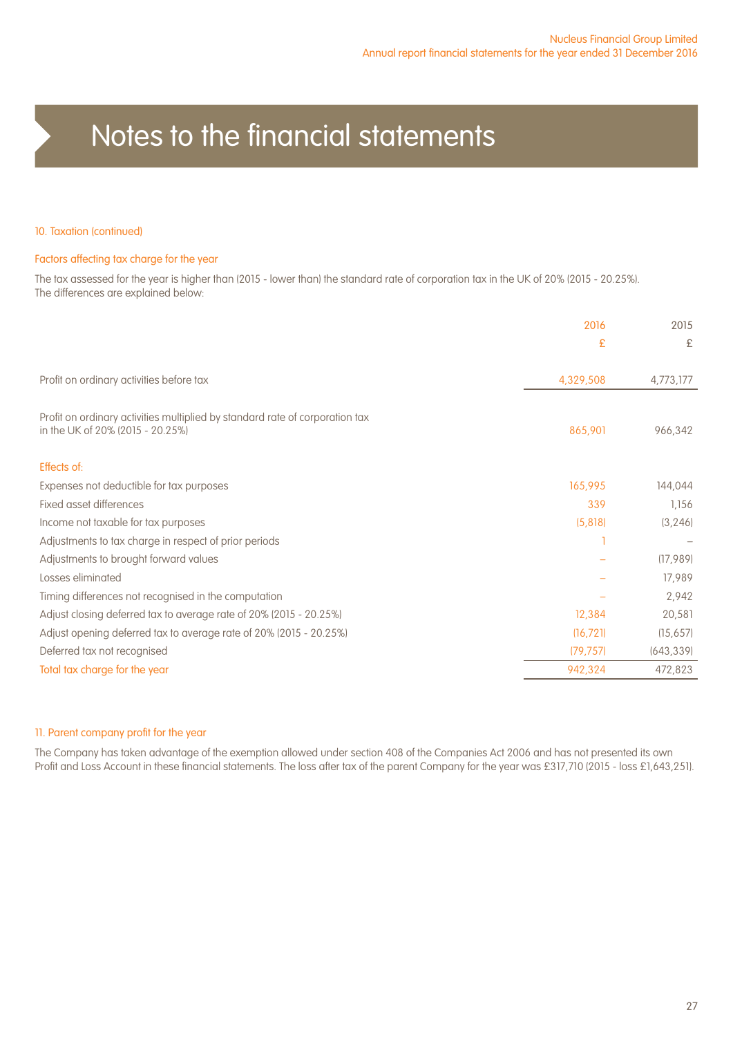# Notes to the financial statements

## 10. Taxation (continued)

### Factors affecting tax charge for the year

The tax assessed for the year is higher than (2015 - lower than) the standard rate of corporation tax in the UK of 20% (2015 - 20.25%). The differences are explained below:

| | 2016 £ | 2015 £ |
|---|---|---|
| Profit on ordinary activities before tax | 4,329,508 | 4,773,177 |
| Profit on ordinary activities multiplied by standard rate of corporation tax in the UK of 20% (2015 - 20.25%) | 865,901 | 966,342 |
| **Effects of:** | | |
| Expenses not deductible for tax purposes | 165,995 | 144,044 |
| Fixed asset differences | 339 | 1,156 |
| Income not taxable for tax purposes | (5,818) | (3,246) |
| Adjustments to tax charge in respect of prior periods | 1 | – |
| Adjustments to brought forward values | – | (17,989) |
| Losses eliminated | – | 17,989 |
| Timing differences not recognised in the computation | – | 2,942 |
| Adjust closing deferred tax to average rate of 20% (2015 - 20.25%) | 12,384 | 20,581 |
| Adjust opening deferred tax to average rate of 20% (2015 - 20.25%) | (16,721) | (15,657) |
| Deferred tax not recognised | (79,757) | (643,339) |
| **Total tax charge for the year** | 942,324 | 472,823 |

## 11. Parent company profit for the year

The Company has taken advantage of the exemption allowed under section 408 of the Companies Act 2006 and has not presented its own Profit and Loss Account in these financial statements. The loss after tax of the parent Company for the year was £317,710 (2015 - loss £1,643,251).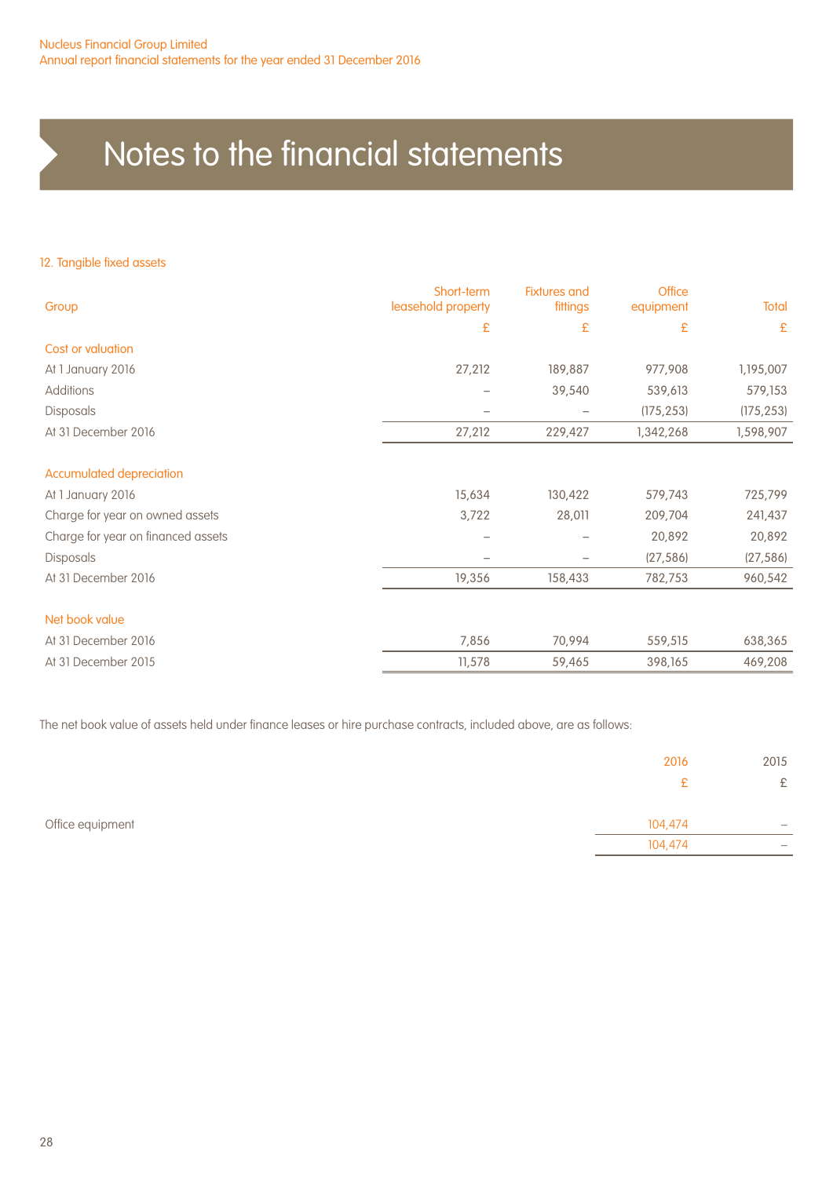# Notes to the financial statements

## 12. Tangible fixed assets

| Group | Short-term leasehold property | Fixtures and fittings | Office equipment | Total |
|---|---|---|---|---|
| | £ | £ | £ | £ |
| **Cost or valuation** | | | | |
| At 1 January 2016 | 27,212 | 189,887 | 977,908 | 1,195,007 |
| Additions | – | 39,540 | 539,613 | 579,153 |
| Disposals | – | – | (175,253) | (175,253) |
| At 31 December 2016 | 27,212 | 229,427 | 1,342,268 | 1,598,907 |
| **Accumulated depreciation** | | | | |
| At 1 January 2016 | 15,634 | 130,422 | 579,743 | 725,799 |
| Charge for year on owned assets | 3,722 | 28,011 | 209,704 | 241,437 |
| Charge for year on financed assets | – | – | 20,892 | 20,892 |
| Disposals | – | – | (27,586) | (27,586) |
| At 31 December 2016 | 19,356 | 158,433 | 782,753 | 960,542 |
| **Net book value** | | | | |
| At 31 December 2016 | 7,856 | 70,994 | 559,515 | 638,365 |
| At 31 December 2015 | 11,578 | 59,465 | 398,165 | 469,208 |

The net book value of assets held under finance leases or hire purchase contracts, included above, are as follows:

| | 2016 | 2015 |
|---|---|---|
| | £ | £ |
| Office equipment | 104,474 | – |
| | 104,474 | – |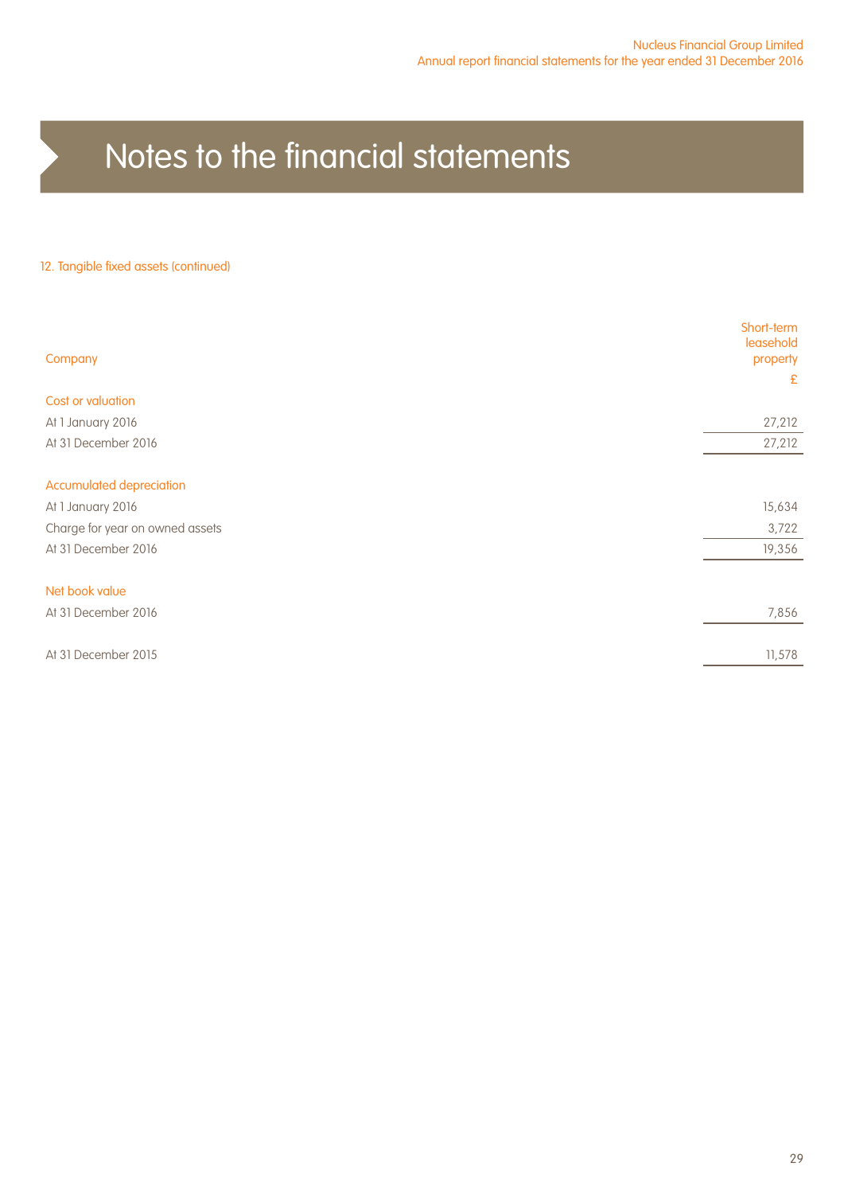# Notes to the financial statements

12. Tangible fixed assets (continued)

| Company | Short-term leasehold property |
| --- | --- |
| | £ |
| **Cost or valuation** | |
| At 1 January 2016 | 27,212 |
| At 31 December 2016 | 27,212 |
| **Accumulated depreciation** | |
| At 1 January 2016 | 15,634 |
| Charge for year on owned assets | 3,722 |
| At 31 December 2016 | 19,356 |
| **Net book value** | |
| At 31 December 2016 | 7,856 |
| At 31 December 2015 | 11,578 |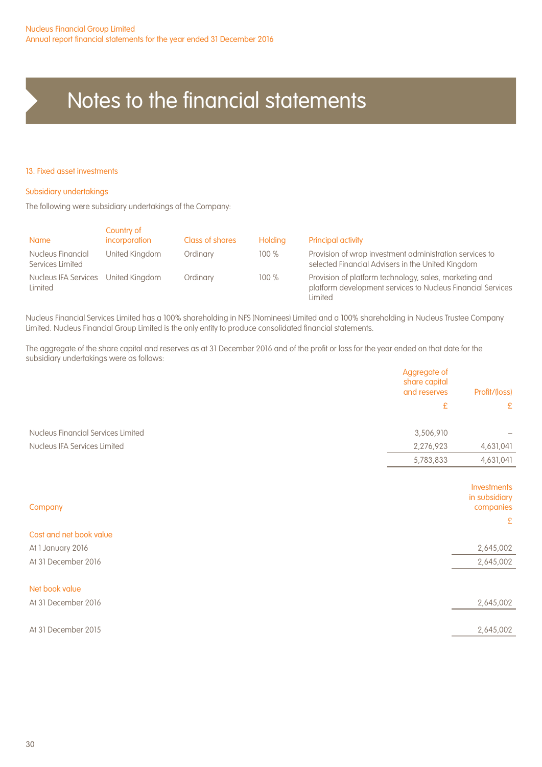# Notes to the financial statements

### 13. Fixed asset investments

#### Subsidiary undertakings

The following were subsidiary undertakings of the Company:

| Name | Country of incorporation | Class of shares | Holding | Principal activity |
|---|---|---|---|---|
| Nucleus Financial Services Limited | United Kingdom | Ordinary | 100 % | Provision of wrap investment administration services to selected Financial Advisers in the United Kingdom |
| Nucleus IFA Services Limited | United Kingdom | Ordinary | 100 % | Provision of platform technology, sales, marketing and platform development services to Nucleus Financial Services Limited |

Nucleus Financial Services Limited has a 100% shareholding in NFS (Nominees) Limited and a 100% shareholding in Nucleus Trustee Company Limited. Nucleus Financial Group Limited is the only entity to produce consolidated financial statements.

The aggregate of the share capital and reserves as at 31 December 2016 and of the profit or loss for the year ended on that date for the subsidiary undertakings were as follows:

| | Aggregate of share capital and reserves | Profit/(loss) |
|---|---|---|
| | £ | £ |
| Nucleus Financial Services Limited | 3,506,910 | – |
| Nucleus IFA Services Limited | 2,276,923 | 4,631,041 |
| | 5,783,833 | 4,631,041 |

| Company | Investments in subsidiary companies |
|---|---|
| | £ |
| **Cost and net book value** | |
| At 1 January 2016 | 2,645,002 |
| At 31 December 2016 | 2,645,002 |
| **Net book value** | |
| At 31 December 2016 | 2,645,002 |
| At 31 December 2015 | 2,645,002 |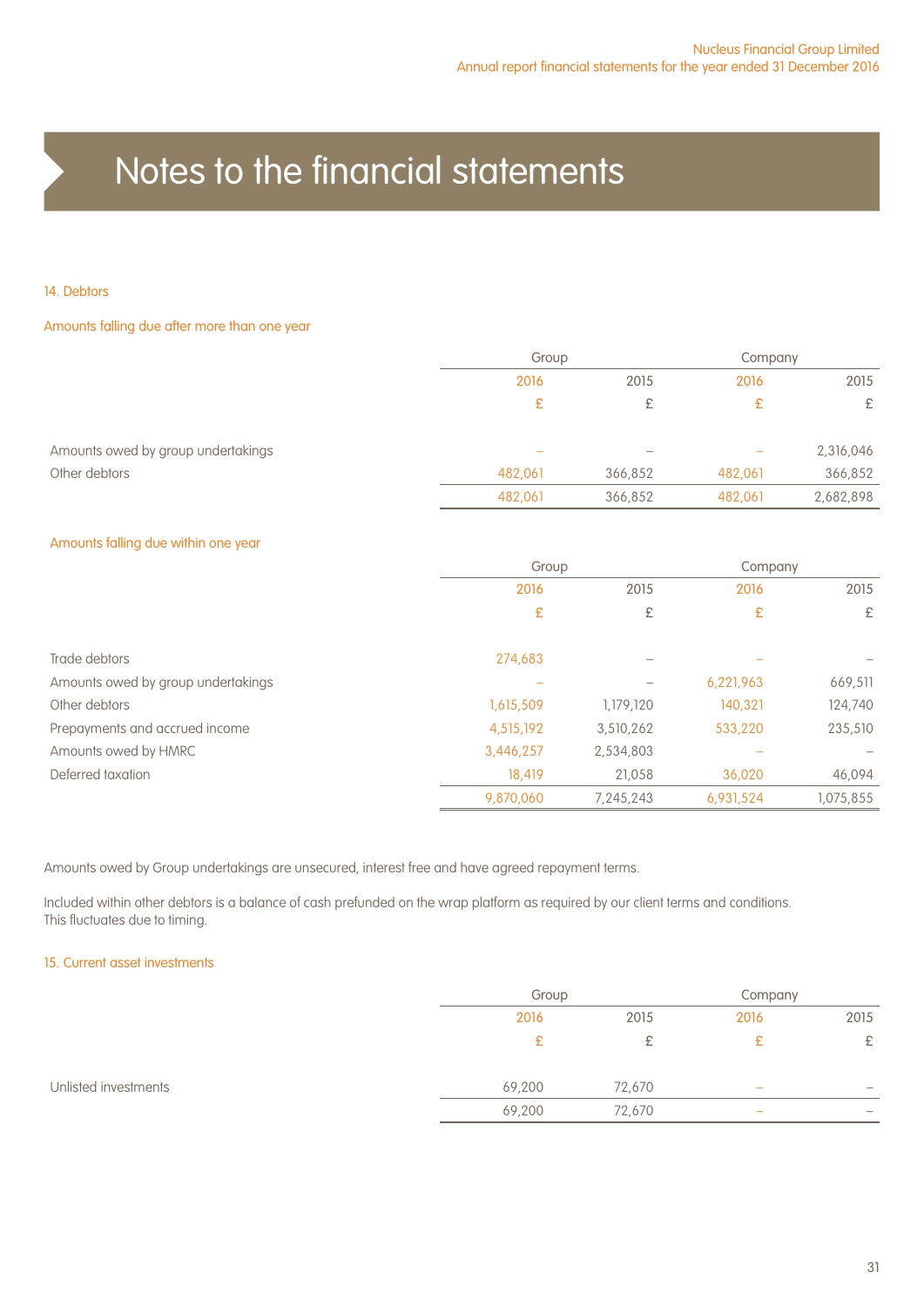# Notes to the financial statements

## 14. Debtors

### Amounts falling due after more than one year

| | Group | | Company | |
|---|---|---|---|---|
| | 2016 | 2015 | 2016 | 2015 |
| | £ | £ | £ | £ |
| Amounts owed by group undertakings | – | – | – | 2,316,046 |
| Other debtors | 482,061 | 366,852 | 482,061 | 366,852 |
| | 482,061 | 366,852 | 482,061 | 2,682,898 |

### Amounts falling due within one year

| | Group | | Company | |
|---|---|---|---|---|
| | 2016 | 2015 | 2016 | 2015 |
| | £ | £ | £ | £ |
| Trade debtors | 274,683 | – | – | – |
| Amounts owed by group undertakings | – | – | 6,221,963 | 669,511 |
| Other debtors | 1,615,509 | 1,179,120 | 140,321 | 124,740 |
| Prepayments and accrued income | 4,515,192 | 3,510,262 | 533,220 | 235,510 |
| Amounts owed by HMRC | 3,446,257 | 2,534,803 | – | – |
| Deferred taxation | 18,419 | 21,058 | 36,020 | 46,094 |
| | 9,870,060 | 7,245,243 | 6,931,524 | 1,075,855 |

Amounts owed by Group undertakings are unsecured, interest free and have agreed repayment terms.

Included within other debtors is a balance of cash prefunded on the wrap platform as required by our client terms and conditions. This fluctuates due to timing.

## 15. Current asset investments

| | Group | | Company | |
|---|---|---|---|---|
| | 2016 | 2015 | 2016 | 2015 |
| | £ | £ | £ | £ |
| Unlisted investments | 69,200 | 72,670 | – | – |
| | 69,200 | 72,670 | – | – |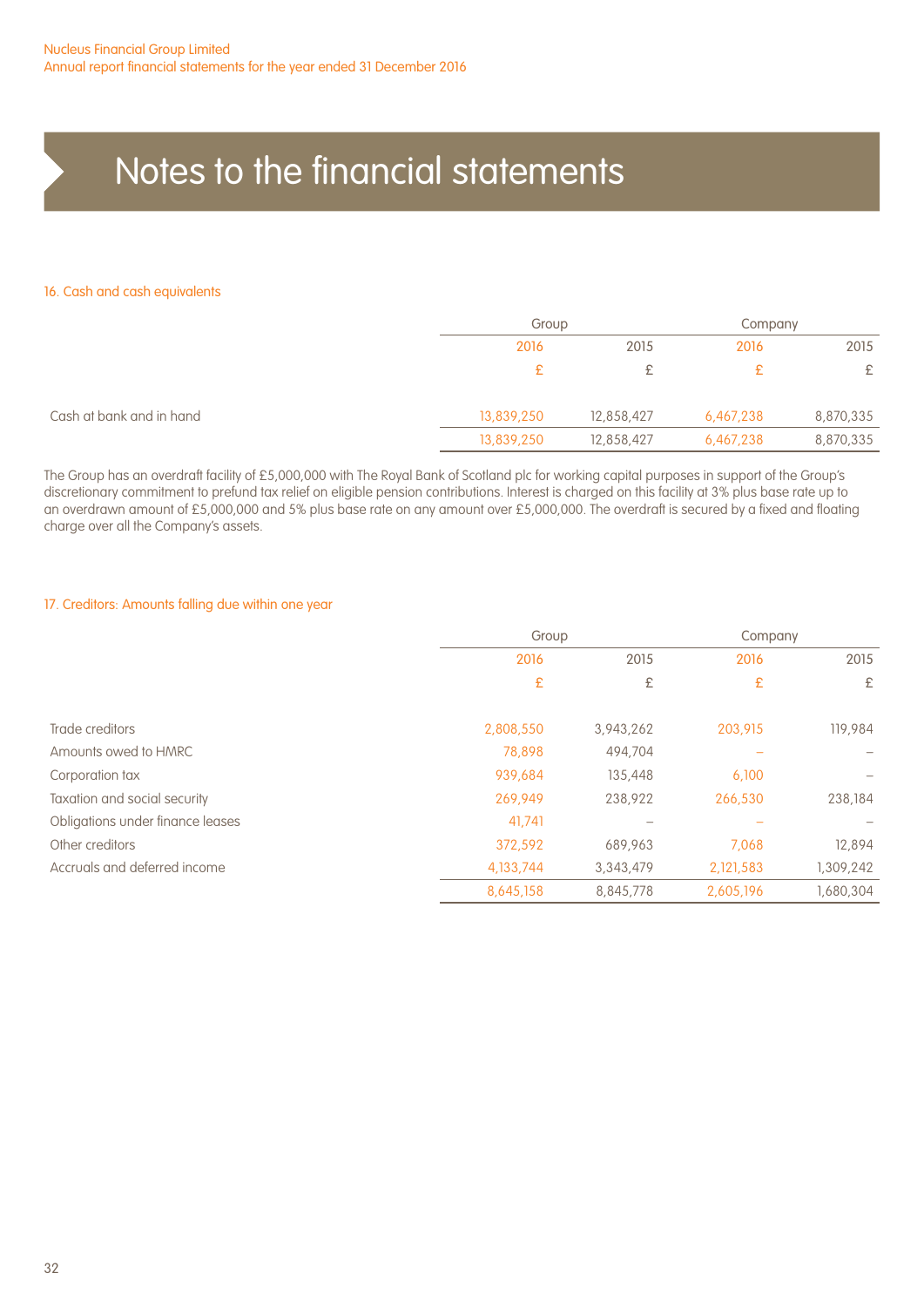# Notes to the financial statements

## 16. Cash and cash equivalents

| | Group | | Company | |
|---|---|---|---|---|
| | 2016 | 2015 | 2016 | 2015 |
| | £ | £ | £ | £ |
| Cash at bank and in hand | 13,839,250 | 12,858,427 | 6,467,238 | 8,870,335 |
| | 13,839,250 | 12,858,427 | 6,467,238 | 8,870,335 |

The Group has an overdraft facility of £5,000,000 with The Royal Bank of Scotland plc for working capital purposes in support of the Group's discretionary commitment to prefund tax relief on eligible pension contributions. Interest is charged on this facility at 3% plus base rate up to an overdrawn amount of £5,000,000 and 5% plus base rate on any amount over £5,000,000. The overdraft is secured by a fixed and floating charge over all the Company's assets.

## 17. Creditors: Amounts falling due within one year

| | Group | | Company | |
|---|---|---|---|---|
| | 2016 | 2015 | 2016 | 2015 |
| | £ | £ | £ | £ |
| Trade creditors | 2,808,550 | 3,943,262 | 203,915 | 119,984 |
| Amounts owed to HMRC | 78,898 | 494,704 | – | – |
| Corporation tax | 939,684 | 135,448 | 6,100 | – |
| Taxation and social security | 269,949 | 238,922 | 266,530 | 238,184 |
| Obligations under finance leases | 41,741 | – | – | – |
| Other creditors | 372,592 | 689,963 | 7,068 | 12,894 |
| Accruals and deferred income | 4,133,744 | 3,343,479 | 2,121,583 | 1,309,242 |
| | 8,645,158 | 8,845,778 | 2,605,196 | 1,680,304 |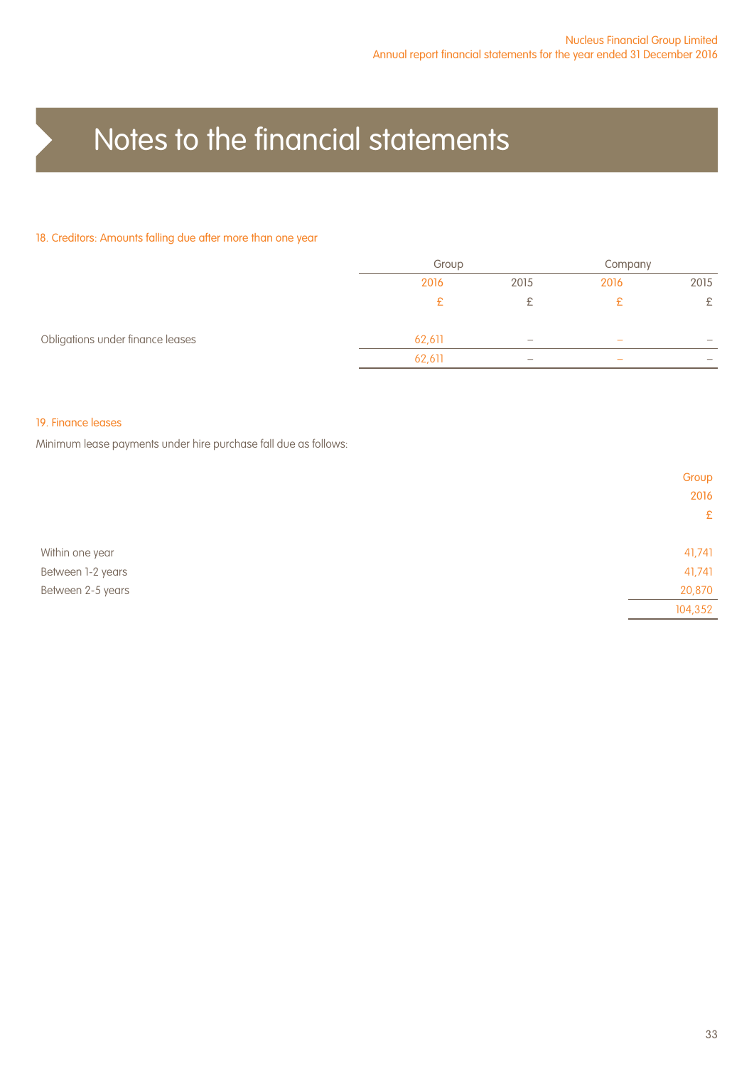# Notes to the financial statements

## 18. Creditors: Amounts falling due after more than one year

| | Group | | Company | |
|---|---|---|---|---|
| | 2016 | 2015 | 2016 | 2015 |
| | £ | £ | £ | £ |
| Obligations under finance leases | 62,611 | – | – | – |
| | 62,611 | – | – | – |

## 19. Finance leases

Minimum lease payments under hire purchase fall due as follows:

| | Group |
|---|---|
| | 2016 |
| | £ |
| Within one year | 41,741 |
| Between 1-2 years | 41,741 |
| Between 2-5 years | 20,870 |
| | 104,352 |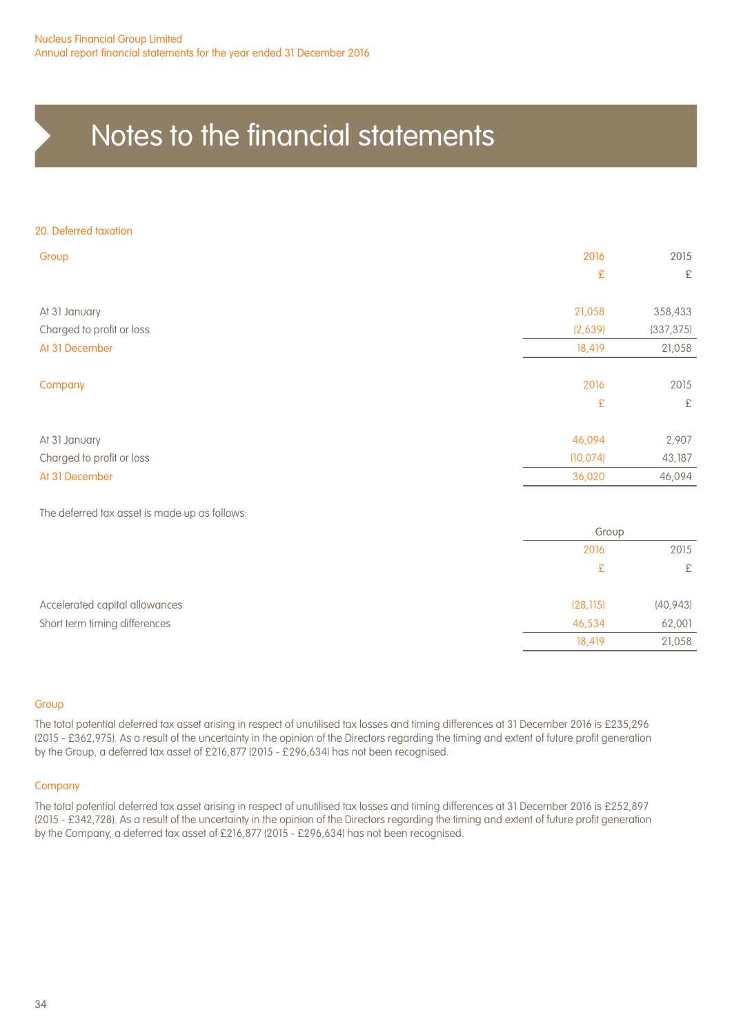# Notes to the financial statements

## 20. Deferred taxation

| Group | 2016 | 2015 |
|---|---|---|
| | £ | £ |
| At 31 January | 21,058 | 358,433 |
| Charged to profit or loss | (2,639) | (337,375) |
| At 31 December | 18,419 | 21,058 |

| Company | 2016 | 2015 |
|---|---|---|
| | £ | £ |
| At 31 January | 46,094 | 2,907 |
| Charged to profit or loss | (10,074) | 43,187 |
| At 31 December | 36,020 | 46,094 |

The deferred tax asset is made up as follows:

| | Group | |
|---|---|---|
| | 2016 | 2015 |
| | £ | £ |
| Accelerated capital allowances | (28,115) | (40,943) |
| Short term timing differences | 46,534 | 62,001 |
| | 18,419 | 21,058 |

### Group

The total potential deferred tax asset arising in respect of unutilised tax losses and timing differences at 31 December 2016 is £235,296 (2015 - £362,975). As a result of the uncertainty in the opinion of the Directors regarding the timing and extent of future profit generation by the Group, a deferred tax asset of £216,877 (2015 - £296,634) has not been recognised.

### Company

The total potential deferred tax asset arising in respect of unutilised tax losses and timing differences at 31 December 2016 is £252,897 (2015 - £342,728). As a result of the uncertainty in the opinion of the Directors regarding the timing and extent of future profit generation by the Company, a deferred tax asset of £216,877 (2015 - £296,634) has not been recognised.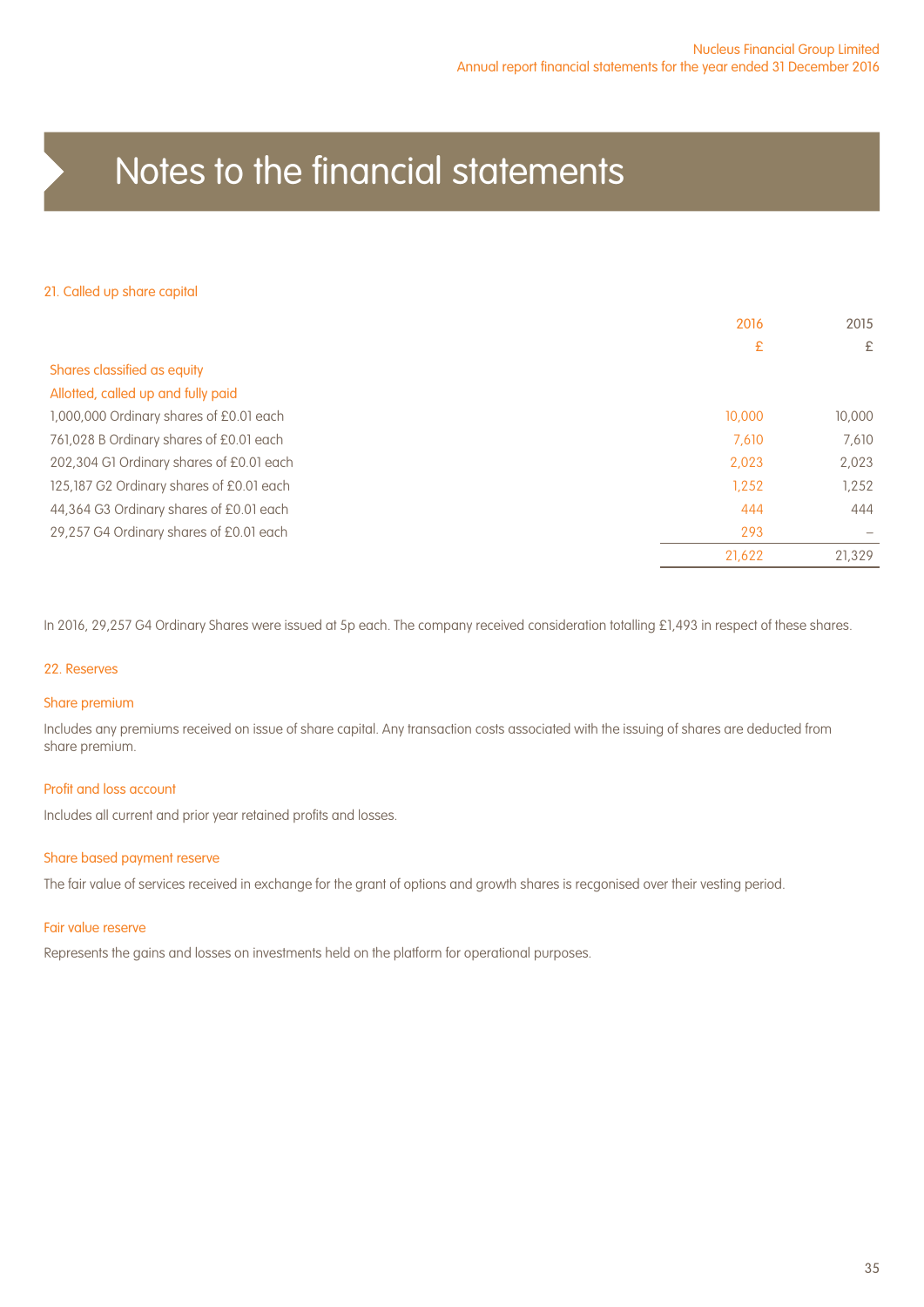# Notes to the financial statements

## 21. Called up share capital

| | 2016 | 2015 |
|---|---|---|
| | £ | £ |
| **Shares classified as equity** | | |
| **Allotted, called up and fully paid** | | |
| 1,000,000 Ordinary shares of £0.01 each | 10,000 | 10,000 |
| 761,028 B Ordinary shares of £0.01 each | 7,610 | 7,610 |
| 202,304 G1 Ordinary shares of £0.01 each | 2,023 | 2,023 |
| 125,187 G2 Ordinary shares of £0.01 each | 1,252 | 1,252 |
| 44,364 G3 Ordinary shares of £0.01 each | 444 | 444 |
| 29,257 G4 Ordinary shares of £0.01 each | 293 | – |
| | 21,622 | 21,329 |

In 2016, 29,257 G4 Ordinary Shares were issued at 5p each. The company received consideration totalling £1,493 in respect of these shares.

## 22. Reserves

### Share premium

Includes any premiums received on issue of share capital. Any transaction costs associated with the issuing of shares are deducted from share premium.

### Profit and loss account

Includes all current and prior year retained profits and losses.

### Share based payment reserve

The fair value of services received in exchange for the grant of options and growth shares is recgonised over their vesting period.

### Fair value reserve

Represents the gains and losses on investments held on the platform for operational purposes.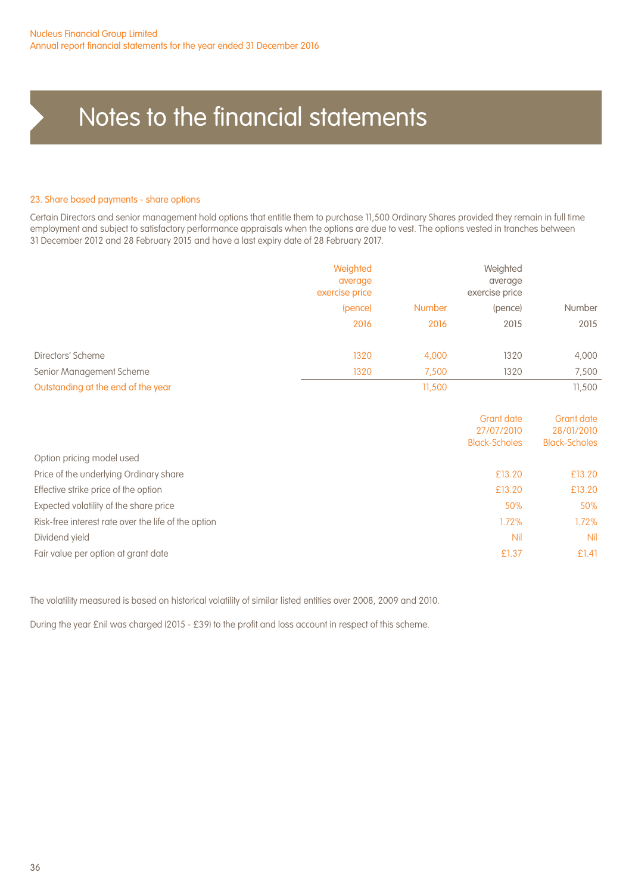# Notes to the financial statements

## 23. Share based payments - share options

Certain Directors and senior management hold options that entitle them to purchase 11,500 Ordinary Shares provided they remain in full time employment and subject to satisfactory performance appraisals when the options are due to vest. The options vested in tranches between 31 December 2012 and 28 February 2015 and have a last expiry date of 28 February 2017.

| | Weighted average exercise price (pence) 2016 | Number 2016 | Weighted average exercise price (pence) 2015 | Number 2015 |
|---|---|---|---|---|
| Directors' Scheme | 1320 | 4,000 | 1320 | 4,000 |
| Senior Management Scheme | 1320 | 7,500 | 1320 | 7,500 |
| Outstanding at the end of the year | | 11,500 | | 11,500 |

| | Grant date 27/07/2010 | Grant date 28/01/2010 |
|---|---|---|
| Option pricing model used | Black-Scholes | Black-Scholes |
| Price of the underlying Ordinary share | £13.20 | £13.20 |
| Effective strike price of the option | £13.20 | £13.20 |
| Expected volatility of the share price | 50% | 50% |
| Risk-free interest rate over the life of the option | 1.72% | 1.72% |
| Dividend yield | Nil | Nil |
| Fair value per option at grant date | £1.37 | £1.41 |

The volatility measured is based on historical volatility of similar listed entities over 2008, 2009 and 2010.

During the year £nil was charged (2015 - £39) to the profit and loss account in respect of this scheme.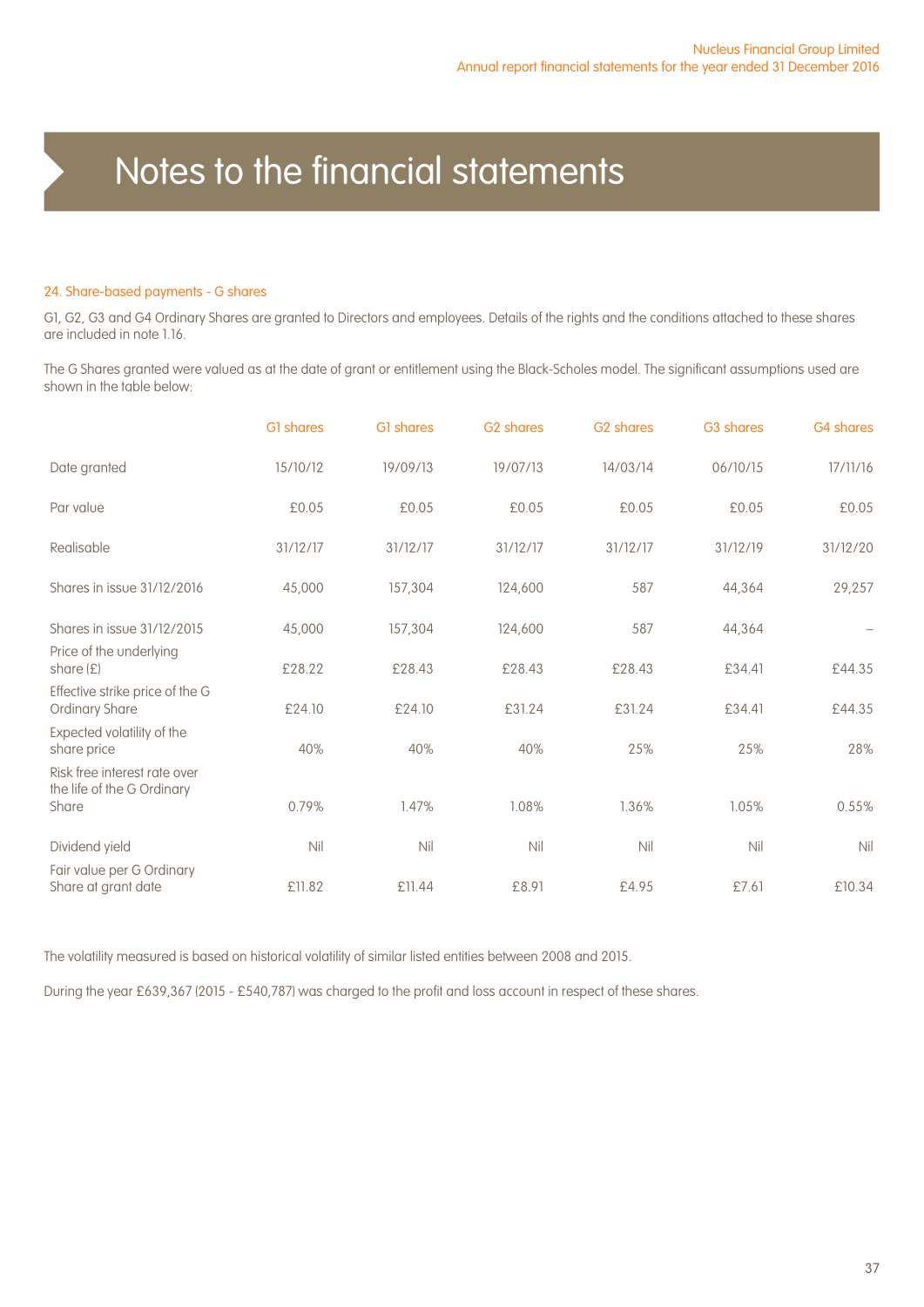# Notes to the financial statements

### 24. Share-based payments - G shares

G1, G2, G3 and G4 Ordinary Shares are granted to Directors and employees. Details of the rights and the conditions attached to these shares are included in note 1.16.

The G Shares granted were valued as at the date of grant or entitlement using the Black-Scholes model. The significant assumptions used are shown in the table below:

| | G1 shares | G1 shares | G2 shares | G2 shares | G3 shares | G4 shares |
|---|---|---|---|---|---|---|
| Date granted | 15/10/12 | 19/09/13 | 19/07/13 | 14/03/14 | 06/10/15 | 17/11/16 |
| Par value | £0.05 | £0.05 | £0.05 | £0.05 | £0.05 | £0.05 |
| Realisable | 31/12/17 | 31/12/17 | 31/12/17 | 31/12/17 | 31/12/19 | 31/12/20 |
| Shares in issue 31/12/2016 | 45,000 | 157,304 | 124,600 | 587 | 44,364 | 29,257 |
| Shares in issue 31/12/2015 | 45,000 | 157,304 | 124,600 | 587 | 44,364 | – |
| Price of the underlying share (£) | £28.22 | £28.43 | £28.43 | £28.43 | £34.41 | £44.35 |
| Effective strike price of the G Ordinary Share | £24.10 | £24.10 | £31.24 | £31.24 | £34.41 | £44.35 |
| Expected volatility of the share price | 40% | 40% | 40% | 25% | 25% | 28% |
| Risk free interest rate over the life of the G Ordinary Share | 0.79% | 1.47% | 1.08% | 1.36% | 1.05% | 0.55% |
| Dividend yield | Nil | Nil | Nil | Nil | Nil | Nil |
| Fair value per G Ordinary Share at grant date | £11.82 | £11.44 | £8.91 | £4.95 | £7.61 | £10.34 |

The volatility measured is based on historical volatility of similar listed entities between 2008 and 2015.

During the year £639,367 (2015 - £540,787) was charged to the profit and loss account in respect of these shares.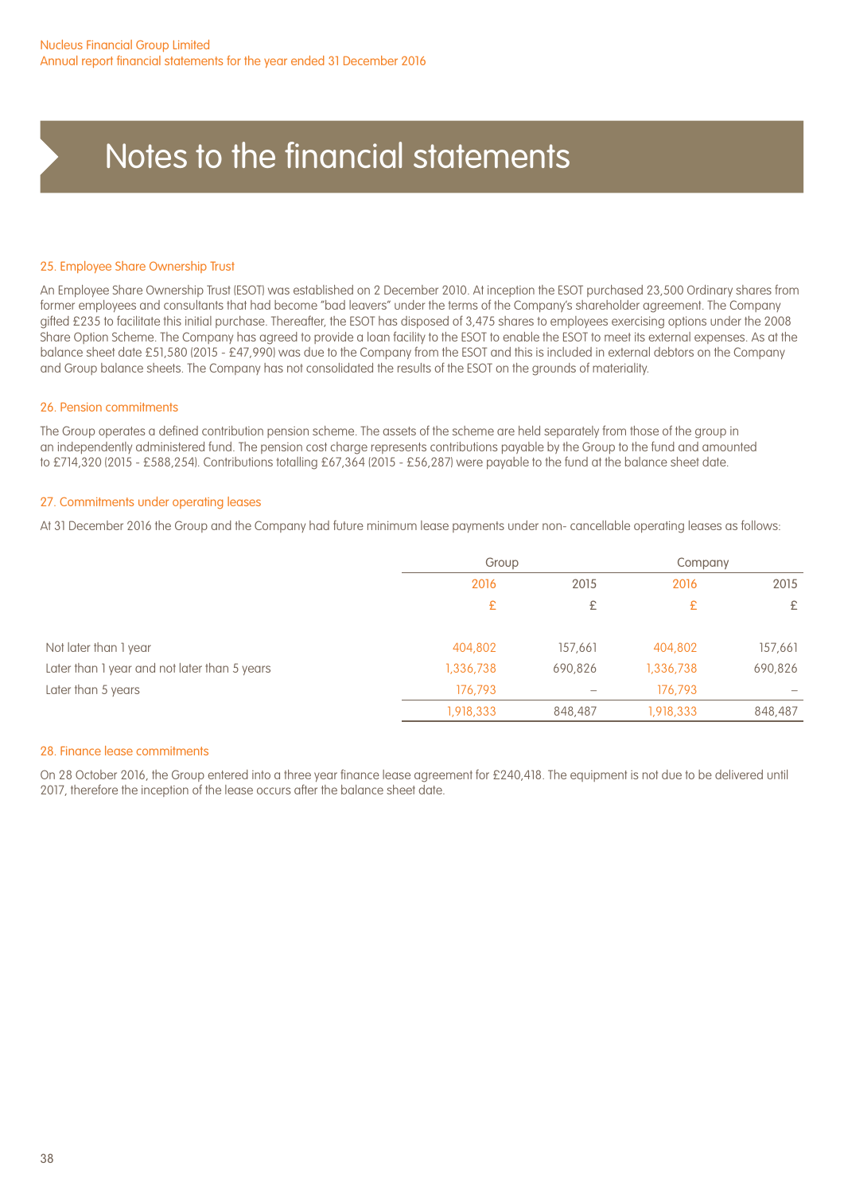# Notes to the financial statements

## 25. Employee Share Ownership Trust

An Employee Share Ownership Trust (ESOT) was established on 2 December 2010. At inception the ESOT purchased 23,500 Ordinary shares from former employees and consultants that had become "bad leavers" under the terms of the Company's shareholder agreement. The Company gifted £235 to facilitate this initial purchase. Thereafter, the ESOT has disposed of 3,475 shares to employees exercising options under the 2008 Share Option Scheme. The Company has agreed to provide a loan facility to the ESOT to enable the ESOT to meet its external expenses. As at the balance sheet date £51,580 (2015 - £47,990) was due to the Company from the ESOT and this is included in external debtors on the Company and Group balance sheets. The Company has not consolidated the results of the ESOT on the grounds of materiality.

## 26. Pension commitments

The Group operates a defined contribution pension scheme. The assets of the scheme are held separately from those of the group in an independently administered fund. The pension cost charge represents contributions payable by the Group to the fund and amounted to £714,320 (2015 - £588,254). Contributions totalling £67,364 (2015 - £56,287) were payable to the fund at the balance sheet date.

## 27. Commitments under operating leases

At 31 December 2016 the Group and the Company had future minimum lease payments under non- cancellable operating leases as follows:

| | Group | | Company | |
|---|---|---|---|---|
| | 2016 | 2015 | 2016 | 2015 |
| | £ | £ | £ | £ |
| Not later than 1 year | 404,802 | 157,661 | 404,802 | 157,661 |
| Later than 1 year and not later than 5 years | 1,336,738 | 690,826 | 1,336,738 | 690,826 |
| Later than 5 years | 176,793 | – | 176,793 | – |
| | 1,918,333 | 848,487 | 1,918,333 | 848,487 |

## 28. Finance lease commitments

On 28 October 2016, the Group entered into a three year finance lease agreement for £240,418. The equipment is not due to be delivered until 2017, therefore the inception of the lease occurs after the balance sheet date.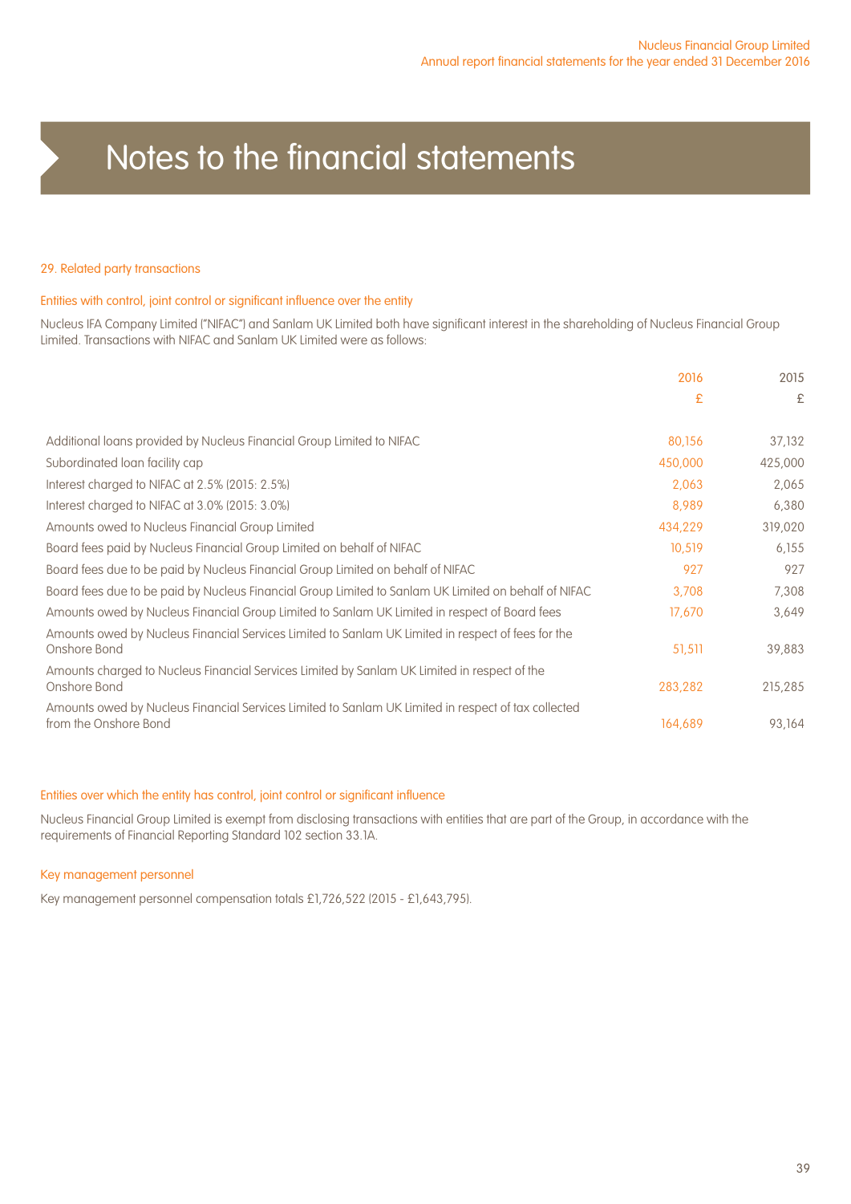# Notes to the financial statements

## 29. Related party transactions

### Entities with control, joint control or significant influence over the entity

Nucleus IFA Company Limited ("NIFAC") and Sanlam UK Limited both have significant interest in the shareholding of Nucleus Financial Group Limited. Transactions with NIFAC and Sanlam UK Limited were as follows:

| | 2016 | 2015 |
|---|---|---|
| | £ | £ |
| Additional loans provided by Nucleus Financial Group Limited to NIFAC | 80,156 | 37,132 |
| Subordinated loan facility cap | 450,000 | 425,000 |
| Interest charged to NIFAC at 2.5% (2015: 2.5%) | 2,063 | 2,065 |
| Interest charged to NIFAC at 3.0% (2015: 3.0%) | 8,989 | 6,380 |
| Amounts owed to Nucleus Financial Group Limited | 434,229 | 319,020 |
| Board fees paid by Nucleus Financial Group Limited on behalf of NIFAC | 10,519 | 6,155 |
| Board fees due to be paid by Nucleus Financial Group Limited on behalf of NIFAC | 927 | 927 |
| Board fees due to be paid by Nucleus Financial Group Limited to Sanlam UK Limited on behalf of NIFAC | 3,708 | 7,308 |
| Amounts owed by Nucleus Financial Group Limited to Sanlam UK Limited in respect of Board fees | 17,670 | 3,649 |
| Amounts owed by Nucleus Financial Services Limited to Sanlam UK Limited in respect of fees for the Onshore Bond | 51,511 | 39,883 |
| Amounts charged to Nucleus Financial Services Limited by Sanlam UK Limited in respect of the Onshore Bond | 283,282 | 215,285 |
| Amounts owed by Nucleus Financial Services Limited to Sanlam UK Limited in respect of tax collected from the Onshore Bond | 164,689 | 93,164 |

### Entities over which the entity has control, joint control or significant influence

Nucleus Financial Group Limited is exempt from disclosing transactions with entities that are part of the Group, in accordance with the requirements of Financial Reporting Standard 102 section 33.1A.

### Key management personnel

Key management personnel compensation totals £1,726,522 (2015 - £1,643,795).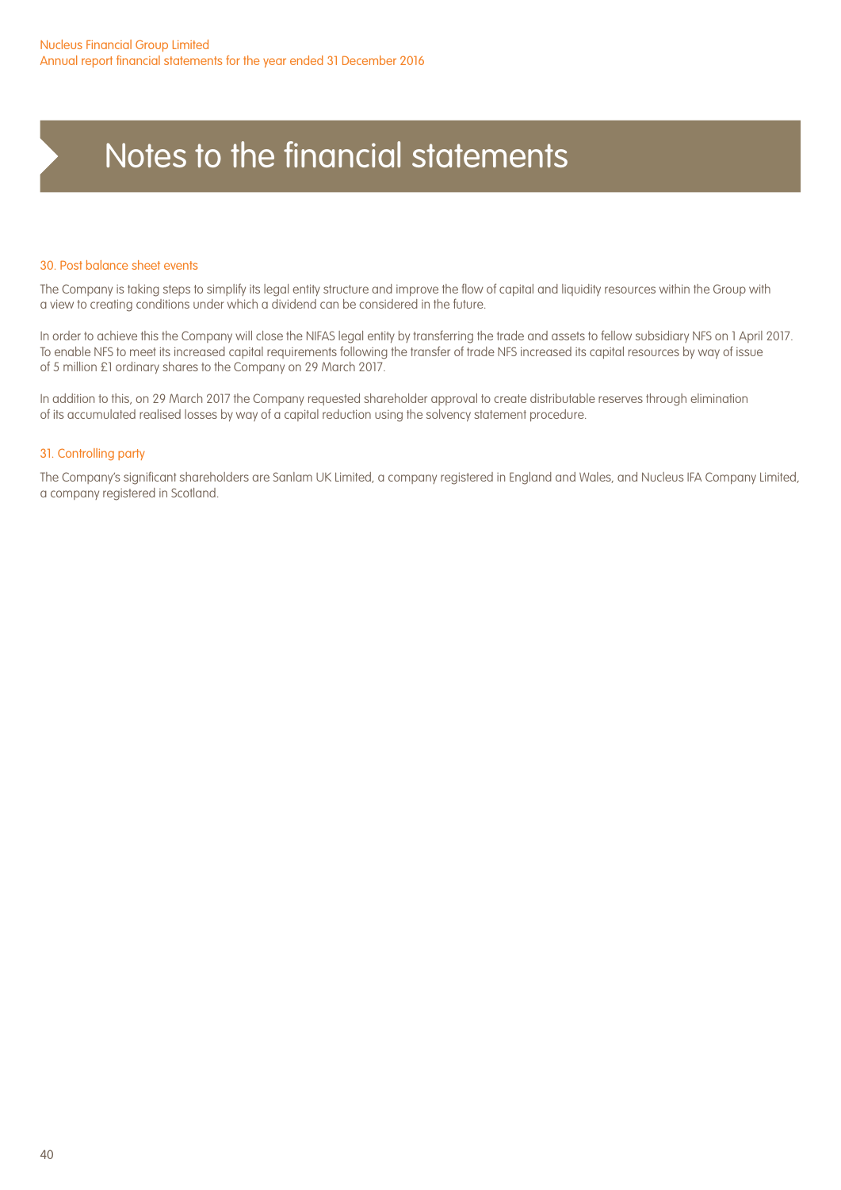# Notes to the financial statements

## 30. Post balance sheet events

The Company is taking steps to simplify its legal entity structure and improve the flow of capital and liquidity resources within the Group with a view to creating conditions under which a dividend can be considered in the future.

In order to achieve this the Company will close the NIFAS legal entity by transferring the trade and assets to fellow subsidiary NFS on 1 April 2017. To enable NFS to meet its increased capital requirements following the transfer of trade NFS increased its capital resources by way of issue of 5 million £1 ordinary shares to the Company on 29 March 2017.

In addition to this, on 29 March 2017 the Company requested shareholder approval to create distributable reserves through elimination of its accumulated realised losses by way of a capital reduction using the solvency statement procedure.

## 31. Controlling party

The Company's significant shareholders are Sanlam UK Limited, a company registered in England and Wales, and Nucleus IFA Company Limited, a company registered in Scotland.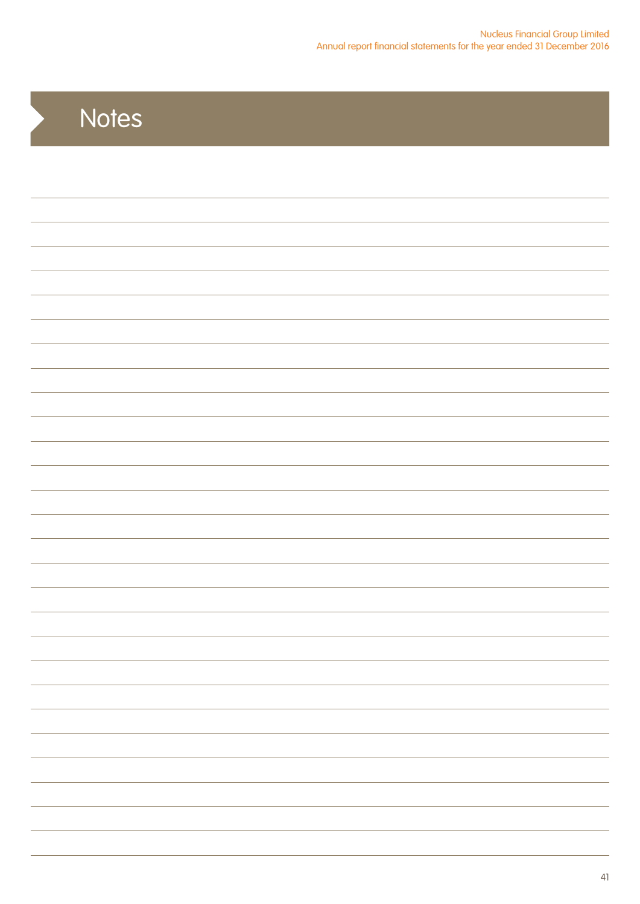# Notes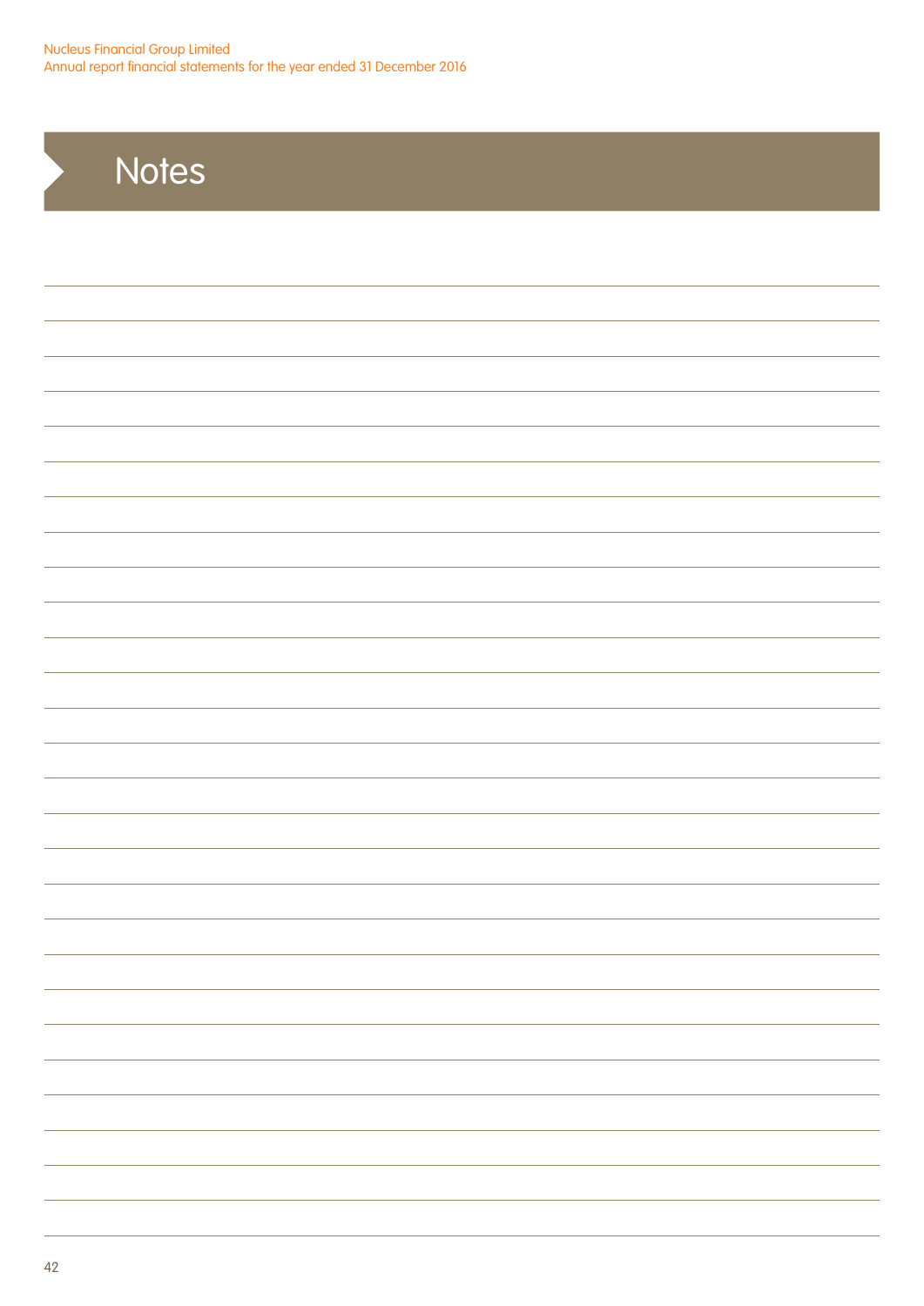# Notes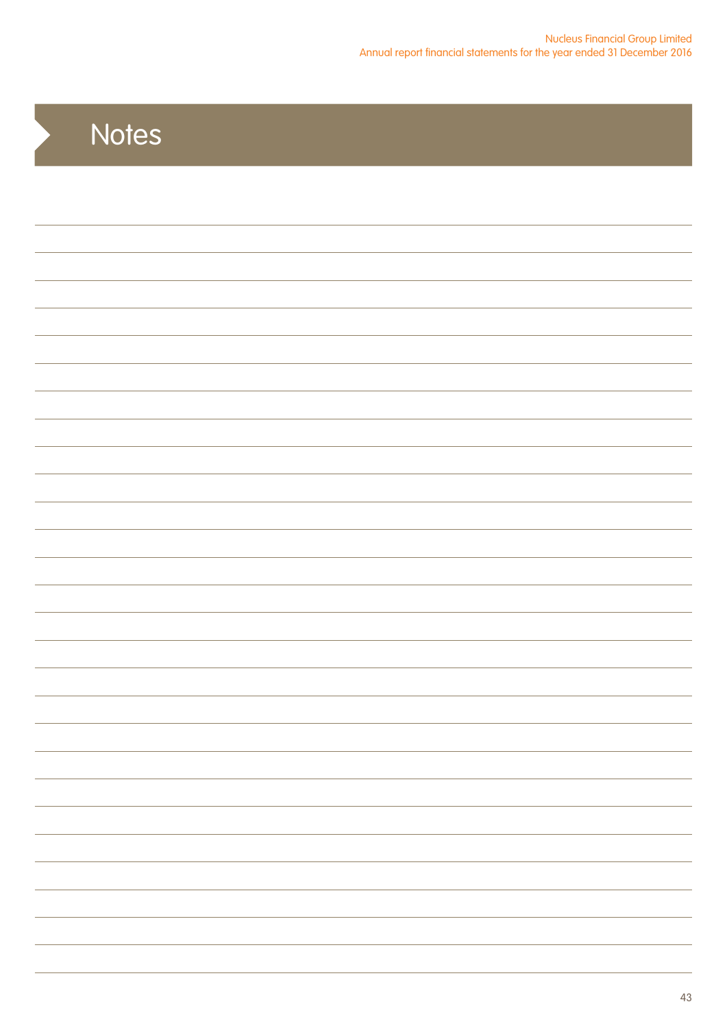# Notes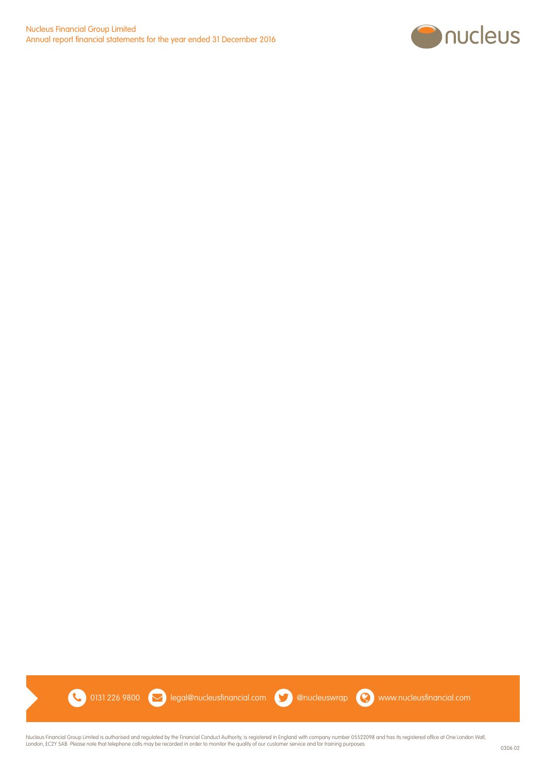0131 226 9800 legal@nucleusfinancial.com @nucleuswrap www.nucleusfinancial.com

Nucleus Financial Group Limited is authorised and regulated by the Financial Conduct Authority, is registered in England with company number 05522098 and has its registered office at One London Wall, London, EC2Y 5AB. Please note that telephone calls may be recorded in order to monitor the quality of our customer service and for training purposes.

0306.02